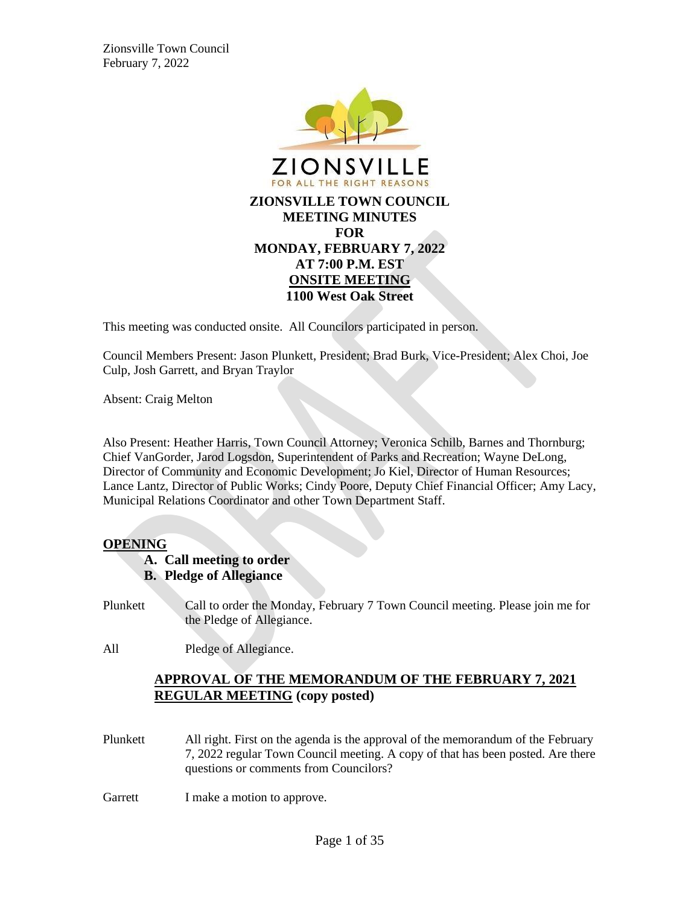**ZIONSVILLE TOWN COUNCIL**
**MEETING MINUTES**
**FOR**
**MONDAY, FEBRUARY 7, 2022**
**AT 7:00 P.M. EST**
**ONSITE MEETING**
**1100 West Oak Street**

This meeting was conducted onsite. All Councilors participated in person.

Council Members Present: Jason Plunkett, President; Brad Burk, Vice-President; Alex Choi, Joe Culp, Josh Garrett, and Bryan Traylor

Absent: Craig Melton

Also Present: Heather Harris, Town Council Attorney; Veronica Schilb, Barnes and Thornburg; Chief VanGorder, Jarod Logsdon, Superintendent of Parks and Recreation; Wayne DeLong, Director of Community and Economic Development; Jo Kiel, Director of Human Resources; Lance Lantz, Director of Public Works; Cindy Poore, Deputy Chief Financial Officer; Amy Lacy, Municipal Relations Coordinator and other Town Department Staff.

## OPENING

**A. Call meeting to order**
**B. Pledge of Allegiance**

Plunkett — Call to order the Monday, February 7 Town Council meeting. Please join me for the Pledge of Allegiance.

All — Pledge of Allegiance.

## APPROVAL OF THE MEMORANDUM OF THE FEBRUARY 7, 2021 REGULAR MEETING (copy posted)

Plunkett — All right. First on the agenda is the approval of the memorandum of the February 7, 2022 regular Town Council meeting. A copy of that has been posted. Are there questions or comments from Councilors?

Garrett — I make a motion to approve.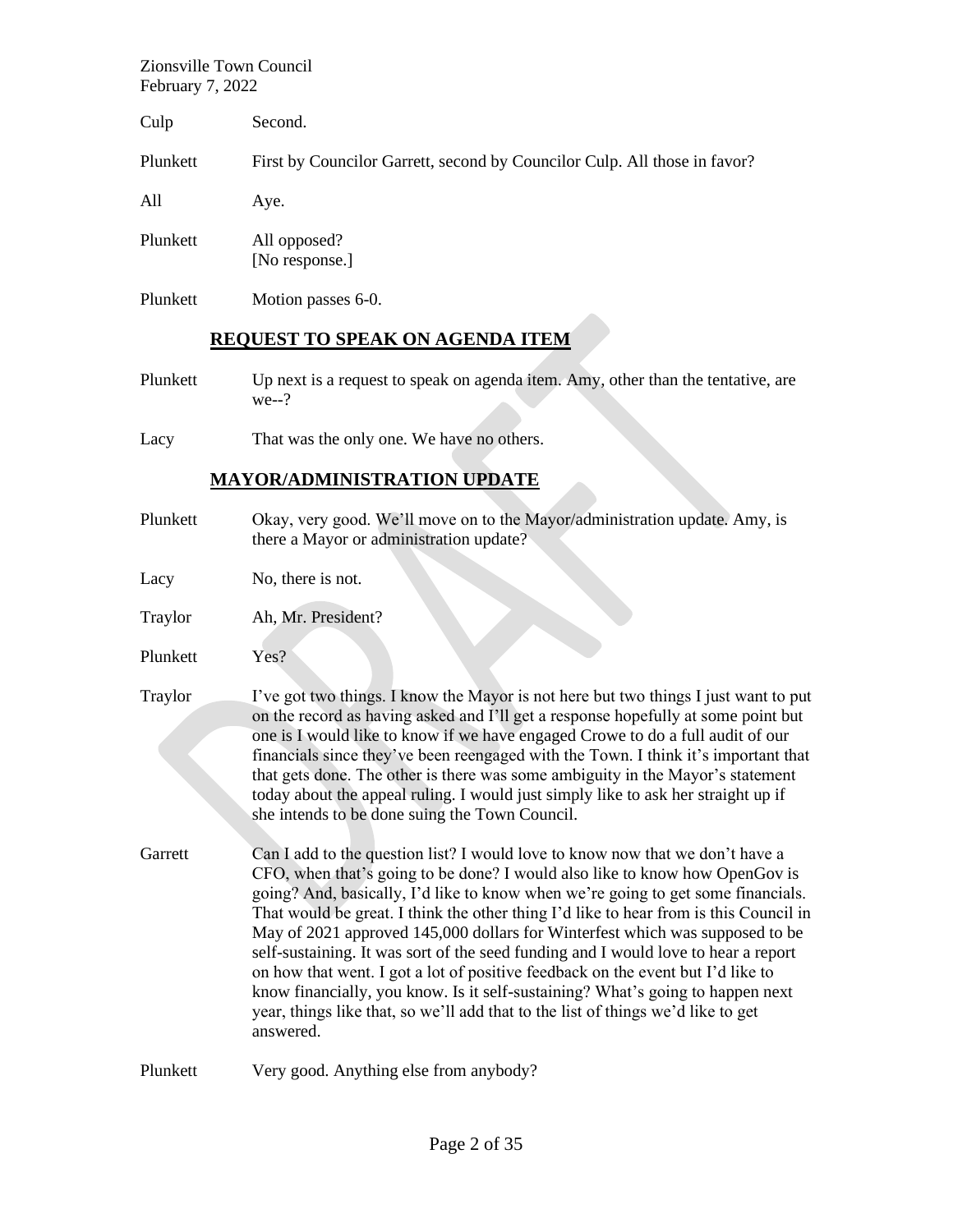Culp Second.

Plunkett First by Councilor Garrett, second by Councilor Culp. All those in favor?

All Aye.

Plunkett All opposed?
[No response.]

Plunkett Motion passes 6-0.

## REQUEST TO SPEAK ON AGENDA ITEM

Plunkett Up next is a request to speak on agenda item. Amy, other than the tentative, are we--?

Lacy That was the only one. We have no others.

## MAYOR/ADMINISTRATION UPDATE

Plunkett Okay, very good. We'll move on to the Mayor/administration update. Amy, is there a Mayor or administration update?

Lacy No, there is not.

Traylor Ah, Mr. President?

Plunkett Yes?

Traylor I've got two things. I know the Mayor is not here but two things I just want to put on the record as having asked and I'll get a response hopefully at some point but one is I would like to know if we have engaged Crowe to do a full audit of our financials since they've been reengaged with the Town. I think it's important that that gets done. The other is there was some ambiguity in the Mayor's statement today about the appeal ruling. I would just simply like to ask her straight up if she intends to be done suing the Town Council.

Garrett Can I add to the question list? I would love to know now that we don't have a CFO, when that's going to be done? I would also like to know how OpenGov is going? And, basically, I'd like to know when we're going to get some financials. That would be great. I think the other thing I'd like to hear from is this Council in May of 2021 approved 145,000 dollars for Winterfest which was supposed to be self-sustaining. It was sort of the seed funding and I would love to hear a report on how that went. I got a lot of positive feedback on the event but I'd like to know financially, you know. Is it self-sustaining? What's going to happen next year, things like that, so we'll add that to the list of things we'd like to get answered.

Plunkett Very good. Anything else from anybody?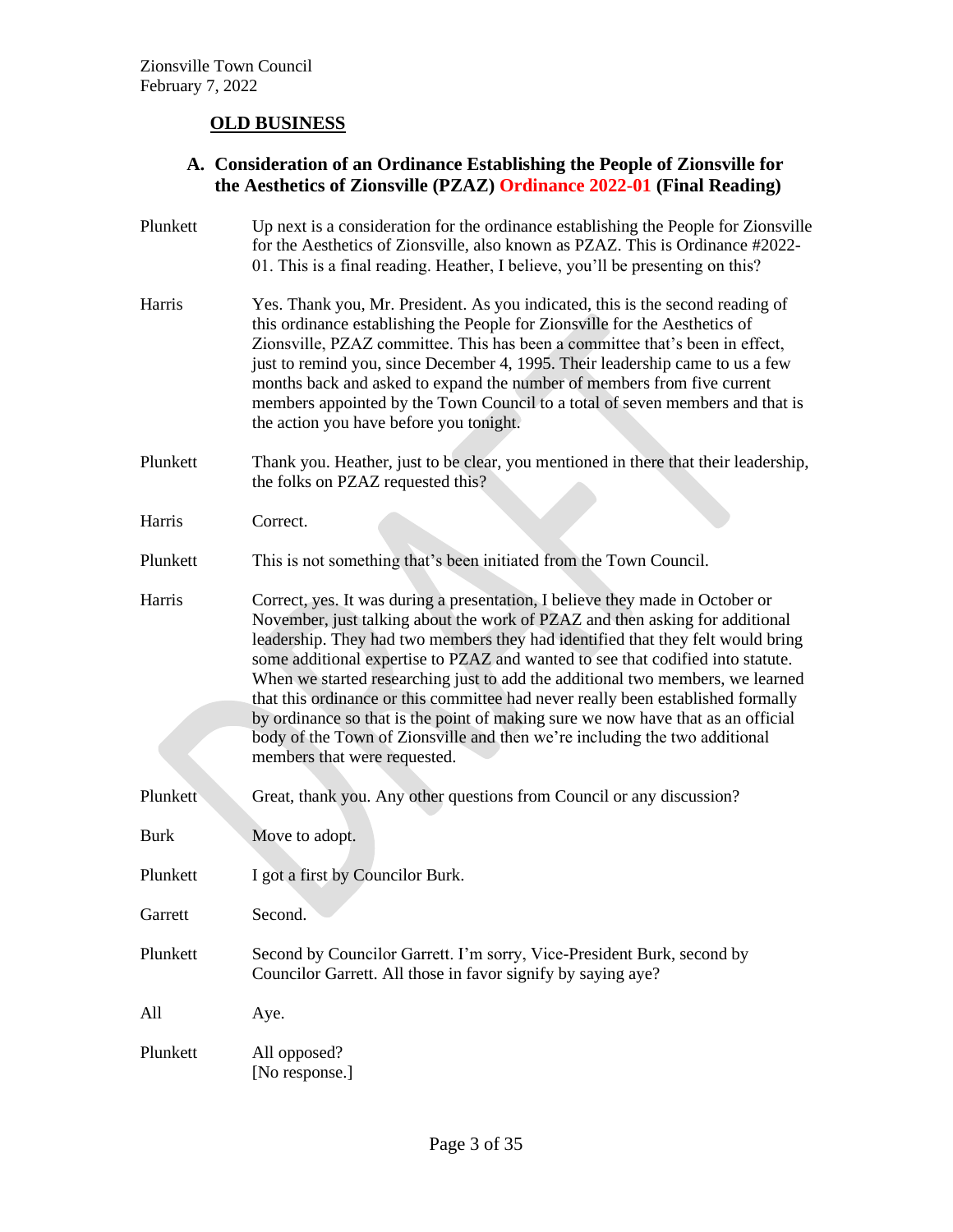## OLD BUSINESS

### A. Consideration of an Ordinance Establishing the People of Zionsville for the Aesthetics of Zionsville (PZAZ) Ordinance 2022-01 (Final Reading)

Plunkett — Up next is a consideration for the ordinance establishing the People for Zionsville for the Aesthetics of Zionsville, also known as PZAZ. This is Ordinance #2022-01. This is a final reading. Heather, I believe, you'll be presenting on this?

Harris — Yes. Thank you, Mr. President. As you indicated, this is the second reading of this ordinance establishing the People for Zionsville for the Aesthetics of Zionsville, PZAZ committee. This has been a committee that's been in effect, just to remind you, since December 4, 1995. Their leadership came to us a few months back and asked to expand the number of members from five current members appointed by the Town Council to a total of seven members and that is the action you have before you tonight.

Plunkett — Thank you. Heather, just to be clear, you mentioned in there that their leadership, the folks on PZAZ requested this?

Harris — Correct.

Plunkett — This is not something that's been initiated from the Town Council.

Harris — Correct, yes. It was during a presentation, I believe they made in October or November, just talking about the work of PZAZ and then asking for additional leadership. They had two members they had identified that they felt would bring some additional expertise to PZAZ and wanted to see that codified into statute. When we started researching just to add the additional two members, we learned that this ordinance or this committee had never really been established formally by ordinance so that is the point of making sure we now have that as an official body of the Town of Zionsville and then we're including the two additional members that were requested.

Plunkett — Great, thank you. Any other questions from Council or any discussion?

Burk — Move to adopt.

Plunkett — I got a first by Councilor Burk.

Garrett — Second.

Plunkett — Second by Councilor Garrett. I'm sorry, Vice-President Burk, second by Councilor Garrett. All those in favor signify by saying aye?

All — Aye.

Plunkett — All opposed?
[No response.]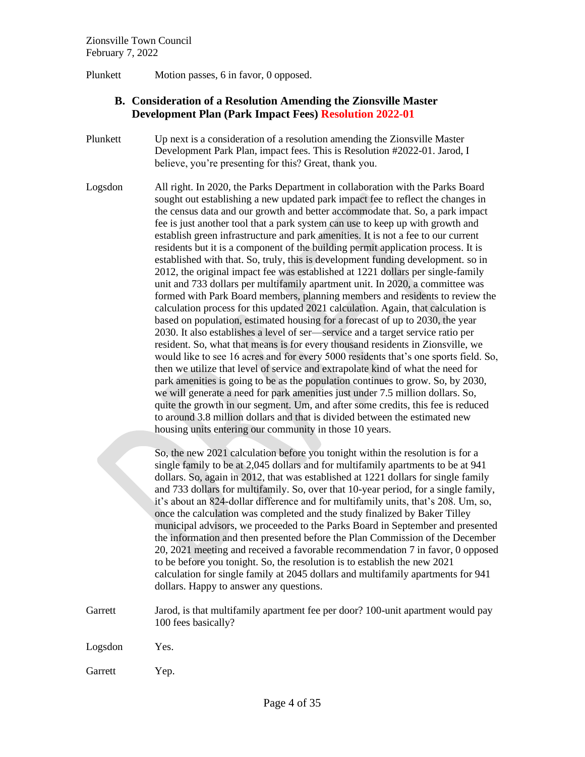Plunkett Motion passes, 6 in favor, 0 opposed.

### B. Consideration of a Resolution Amending the Zionsville Master Development Plan (Park Impact Fees) Resolution 2022-01

Plunkett Up next is a consideration of a resolution amending the Zionsville Master Development Park Plan, impact fees. This is Resolution #2022-01. Jarod, I believe, you're presenting for this? Great, thank you.

Logsdon All right. In 2020, the Parks Department in collaboration with the Parks Board sought out establishing a new updated park impact fee to reflect the changes in the census data and our growth and better accommodate that. So, a park impact fee is just another tool that a park system can use to keep up with growth and establish green infrastructure and park amenities. It is not a fee to our current residents but it is a component of the building permit application process. It is established with that. So, truly, this is development funding development. so in 2012, the original impact fee was established at 1221 dollars per single-family unit and 733 dollars per multifamily apartment unit. In 2020, a committee was formed with Park Board members, planning members and residents to review the calculation process for this updated 2021 calculation. Again, that calculation is based on population, estimated housing for a forecast of up to 2030, the year 2030. It also establishes a level of ser—service and a target service ratio per resident. So, what that means is for every thousand residents in Zionsville, we would like to see 16 acres and for every 5000 residents that's one sports field. So, then we utilize that level of service and extrapolate kind of what the need for park amenities is going to be as the population continues to grow. So, by 2030, we will generate a need for park amenities just under 7.5 million dollars. So, quite the growth in our segment. Um, and after some credits, this fee is reduced to around 3.8 million dollars and that is divided between the estimated new housing units entering our community in those 10 years.

So, the new 2021 calculation before you tonight within the resolution is for a single family to be at 2,045 dollars and for multifamily apartments to be at 941 dollars. So, again in 2012, that was established at 1221 dollars for single family and 733 dollars for multifamily. So, over that 10-year period, for a single family, it's about an 824-dollar difference and for multifamily units, that's 208. Um, so, once the calculation was completed and the study finalized by Baker Tilley municipal advisors, we proceeded to the Parks Board in September and presented the information and then presented before the Plan Commission of the December 20, 2021 meeting and received a favorable recommendation 7 in favor, 0 opposed to be before you tonight. So, the resolution is to establish the new 2021 calculation for single family at 2045 dollars and multifamily apartments for 941 dollars. Happy to answer any questions.

Garrett Jarod, is that multifamily apartment fee per door? 100-unit apartment would pay 100 fees basically?

Logsdon Yes.

Garrett Yep.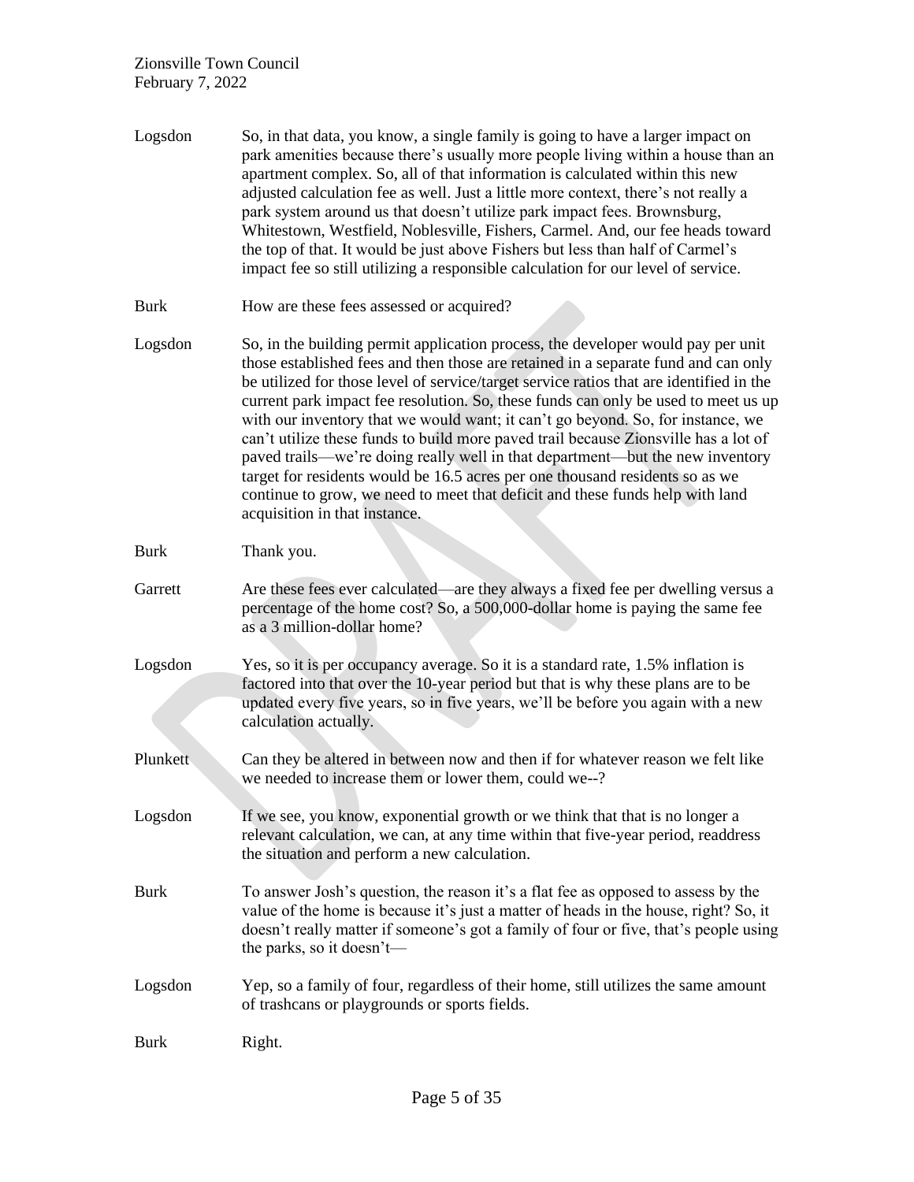**Logsdon** So, in that data, you know, a single family is going to have a larger impact on park amenities because there's usually more people living within a house than an apartment complex. So, all of that information is calculated within this new adjusted calculation fee as well. Just a little more context, there's not really a park system around us that doesn't utilize park impact fees. Brownsburg, Whitestown, Westfield, Noblesville, Fishers, Carmel. And, our fee heads toward the top of that. It would be just above Fishers but less than half of Carmel's impact fee so still utilizing a responsible calculation for our level of service.

**Burk** How are these fees assessed or acquired?

**Logsdon** So, in the building permit application process, the developer would pay per unit those established fees and then those are retained in a separate fund and can only be utilized for those level of service/target service ratios that are identified in the current park impact fee resolution. So, these funds can only be used to meet us up with our inventory that we would want; it can't go beyond. So, for instance, we can't utilize these funds to build more paved trail because Zionsville has a lot of paved trails—we're doing really well in that department—but the new inventory target for residents would be 16.5 acres per one thousand residents so as we continue to grow, we need to meet that deficit and these funds help with land acquisition in that instance.

**Burk** Thank you.

**Garrett** Are these fees ever calculated—are they always a fixed fee per dwelling versus a percentage of the home cost? So, a 500,000-dollar home is paying the same fee as a 3 million-dollar home?

**Logsdon** Yes, so it is per occupancy average. So it is a standard rate, 1.5% inflation is factored into that over the 10-year period but that is why these plans are to be updated every five years, so in five years, we'll be before you again with a new calculation actually.

**Plunkett** Can they be altered in between now and then if for whatever reason we felt like we needed to increase them or lower them, could we--?

**Logsdon** If we see, you know, exponential growth or we think that that is no longer a relevant calculation, we can, at any time within that five-year period, readdress the situation and perform a new calculation.

**Burk** To answer Josh's question, the reason it's a flat fee as opposed to assess by the value of the home is because it's just a matter of heads in the house, right? So, it doesn't really matter if someone's got a family of four or five, that's people using the parks, so it doesn't—

**Logsdon** Yep, so a family of four, regardless of their home, still utilizes the same amount of trashcans or playgrounds or sports fields.

**Burk** Right.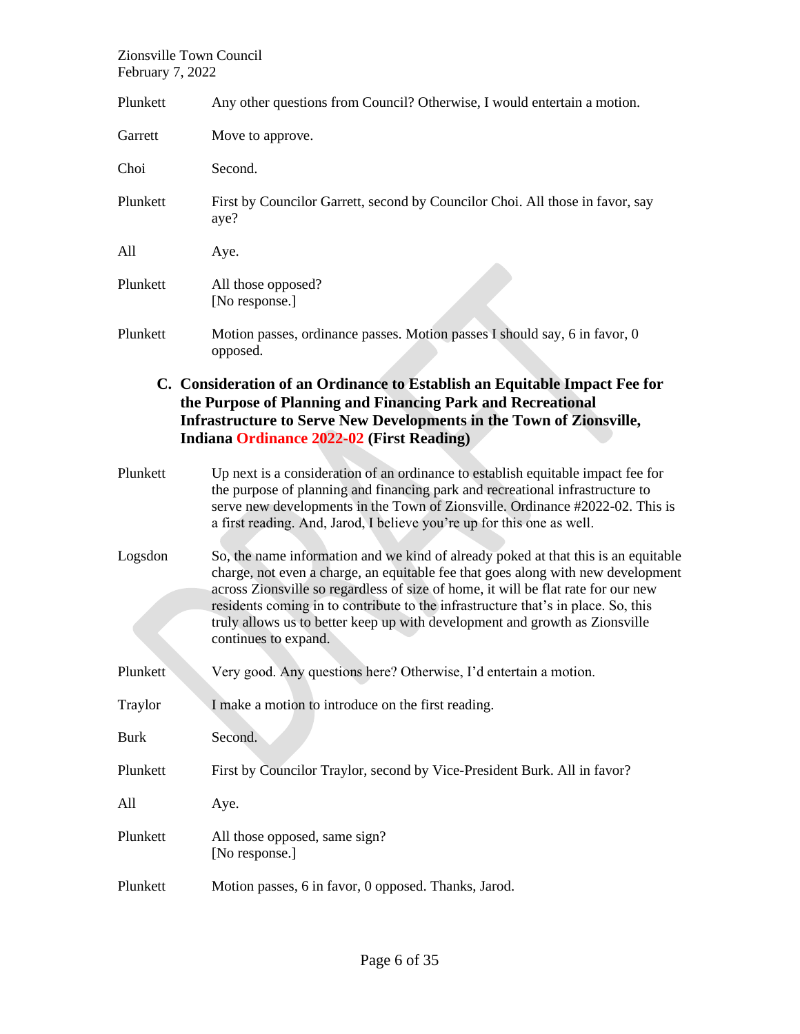Plunkett Any other questions from Council? Otherwise, I would entertain a motion.

Garrett Move to approve.

Choi Second.

Plunkett First by Councilor Garrett, second by Councilor Choi. All those in favor, say aye?

All Aye.

Plunkett All those opposed?
[No response.]

Plunkett Motion passes, ordinance passes. Motion passes I should say, 6 in favor, 0 opposed.

### C. Consideration of an Ordinance to Establish an Equitable Impact Fee for the Purpose of Planning and Financing Park and Recreational Infrastructure to Serve New Developments in the Town of Zionsville, Indiana Ordinance 2022-02 (First Reading)

Plunkett Up next is a consideration of an ordinance to establish equitable impact fee for the purpose of planning and financing park and recreational infrastructure to serve new developments in the Town of Zionsville. Ordinance #2022-02. This is a first reading. And, Jarod, I believe you're up for this one as well.

Logsdon So, the name information and we kind of already poked at that this is an equitable charge, not even a charge, an equitable fee that goes along with new development across Zionsville so regardless of size of home, it will be flat rate for our new residents coming in to contribute to the infrastructure that's in place. So, this truly allows us to better keep up with development and growth as Zionsville continues to expand.

Plunkett Very good. Any questions here? Otherwise, I'd entertain a motion.

Traylor I make a motion to introduce on the first reading.

Burk Second.

Plunkett First by Councilor Traylor, second by Vice-President Burk. All in favor?

All Aye.

Plunkett All those opposed, same sign?
[No response.]

Plunkett Motion passes, 6 in favor, 0 opposed. Thanks, Jarod.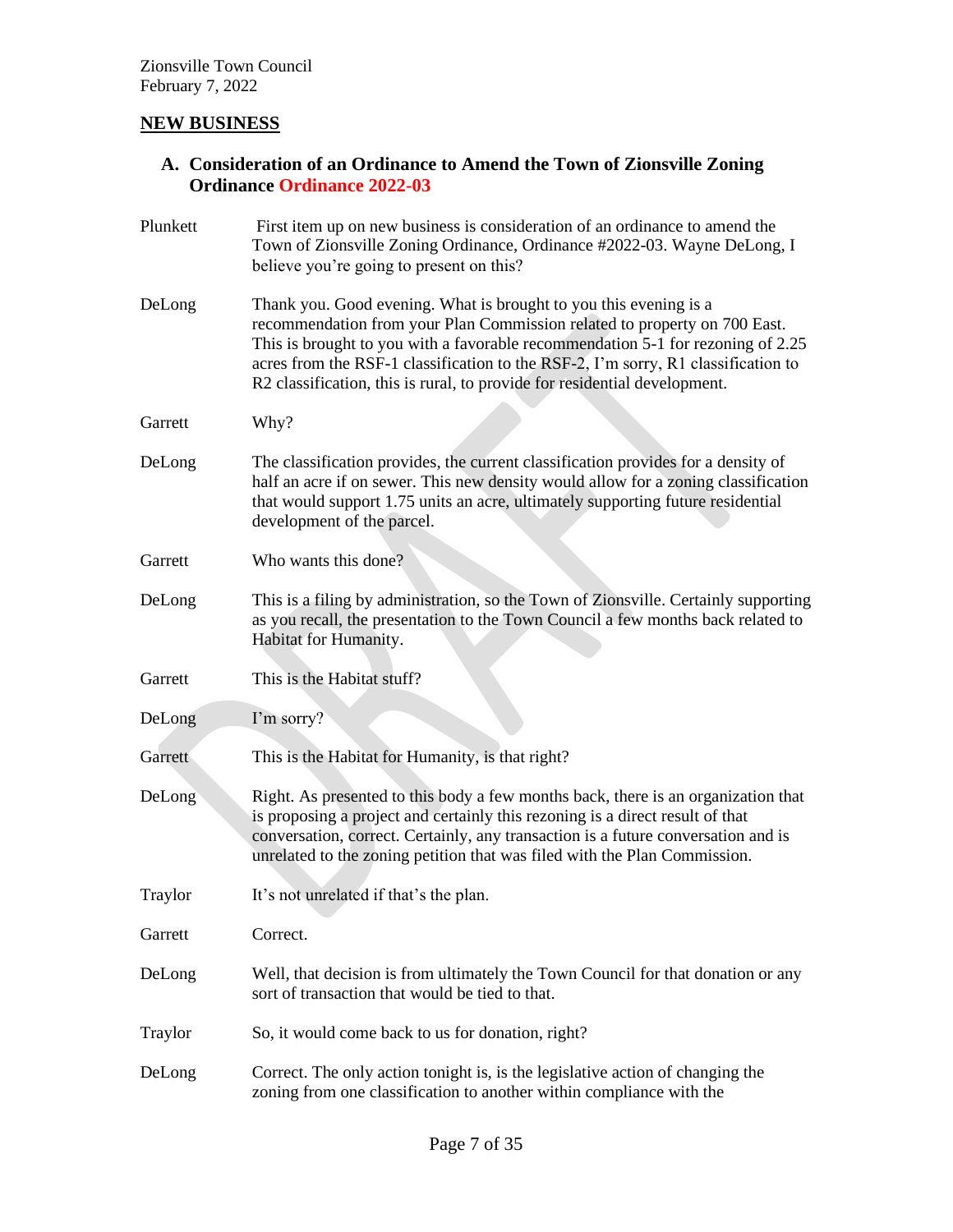## NEW BUSINESS

### A. Consideration of an Ordinance to Amend the Town of Zionsville Zoning Ordinance Ordinance 2022-03

Plunkett First item up on new business is consideration of an ordinance to amend the Town of Zionsville Zoning Ordinance, Ordinance #2022-03. Wayne DeLong, I believe you're going to present on this?

DeLong Thank you. Good evening. What is brought to you this evening is a recommendation from your Plan Commission related to property on 700 East. This is brought to you with a favorable recommendation 5-1 for rezoning of 2.25 acres from the RSF-1 classification to the RSF-2, I'm sorry, R1 classification to R2 classification, this is rural, to provide for residential development.

Garrett Why?

DeLong The classification provides, the current classification provides for a density of half an acre if on sewer. This new density would allow for a zoning classification that would support 1.75 units an acre, ultimately supporting future residential development of the parcel.

Garrett Who wants this done?

DeLong This is a filing by administration, so the Town of Zionsville. Certainly supporting as you recall, the presentation to the Town Council a few months back related to Habitat for Humanity.

Garrett This is the Habitat stuff?

DeLong I'm sorry?

Garrett This is the Habitat for Humanity, is that right?

DeLong Right. As presented to this body a few months back, there is an organization that is proposing a project and certainly this rezoning is a direct result of that conversation, correct. Certainly, any transaction is a future conversation and is unrelated to the zoning petition that was filed with the Plan Commission.

Traylor It's not unrelated if that's the plan.

Garrett Correct.

DeLong Well, that decision is from ultimately the Town Council for that donation or any sort of transaction that would be tied to that.

Traylor So, it would come back to us for donation, right?

DeLong Correct. The only action tonight is, is the legislative action of changing the zoning from one classification to another within compliance with the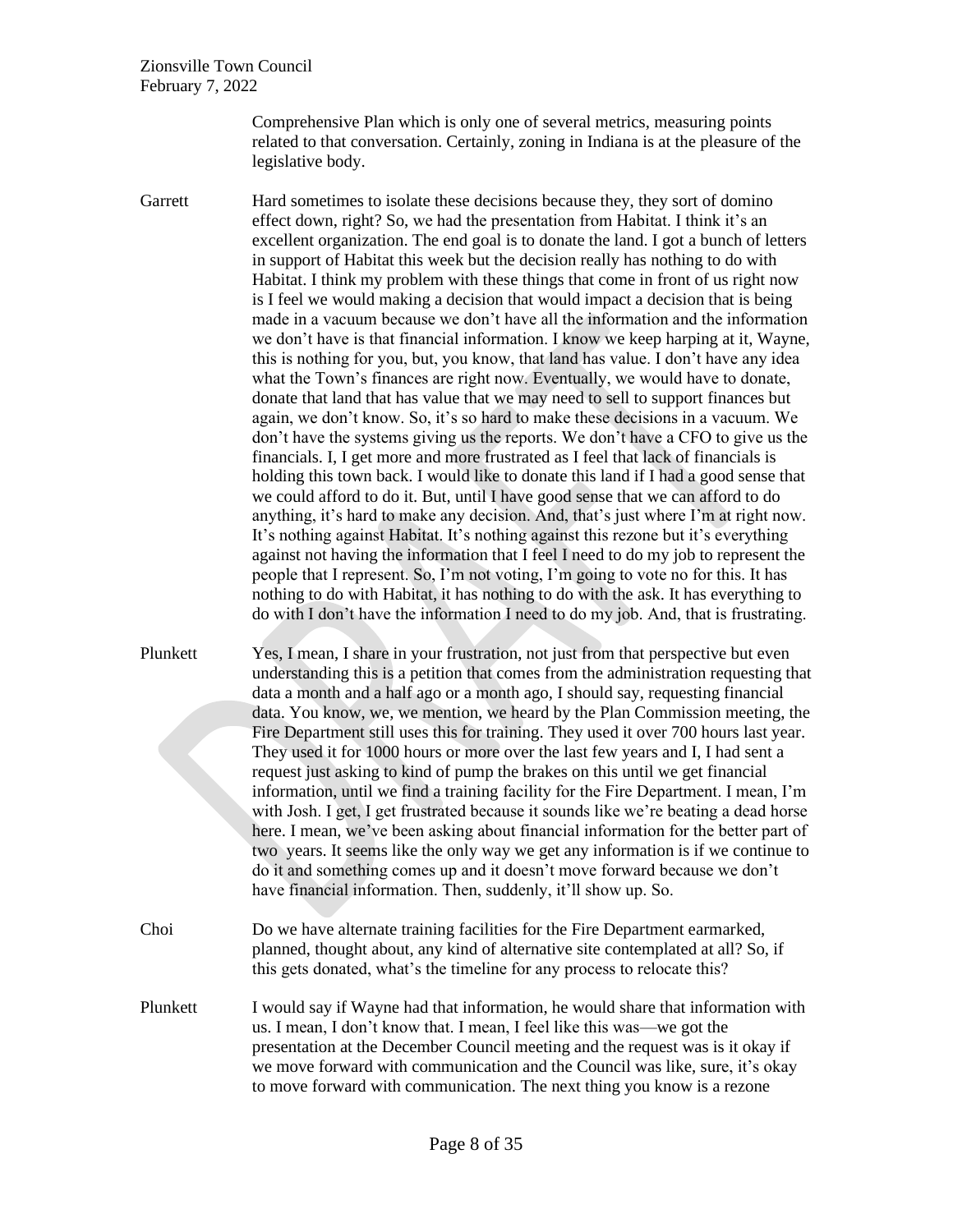Comprehensive Plan which is only one of several metrics, measuring points related to that conversation. Certainly, zoning in Indiana is at the pleasure of the legislative body.

**Garrett** Hard sometimes to isolate these decisions because they, they sort of domino effect down, right? So, we had the presentation from Habitat. I think it's an excellent organization. The end goal is to donate the land. I got a bunch of letters in support of Habitat this week but the decision really has nothing to do with Habitat. I think my problem with these things that come in front of us right now is I feel we would making a decision that would impact a decision that is being made in a vacuum because we don't have all the information and the information we don't have is that financial information. I know we keep harping at it, Wayne, this is nothing for you, but, you know, that land has value. I don't have any idea what the Town's finances are right now. Eventually, we would have to donate, donate that land that has value that we may need to sell to support finances but again, we don't know. So, it's so hard to make these decisions in a vacuum. We don't have the systems giving us the reports. We don't have a CFO to give us the financials. I, I get more and more frustrated as I feel that lack of financials is holding this town back. I would like to donate this land if I had a good sense that we could afford to do it. But, until I have good sense that we can afford to do anything, it's hard to make any decision. And, that's just where I'm at right now. It's nothing against Habitat. It's nothing against this rezone but it's everything against not having the information that I feel I need to do my job to represent the people that I represent. So, I'm not voting, I'm going to vote no for this. It has nothing to do with Habitat, it has nothing to do with the ask. It has everything to do with I don't have the information I need to do my job. And, that is frustrating.

**Plunkett** Yes, I mean, I share in your frustration, not just from that perspective but even understanding this is a petition that comes from the administration requesting that data a month and a half ago or a month ago, I should say, requesting financial data. You know, we, we mention, we heard by the Plan Commission meeting, the Fire Department still uses this for training. They used it over 700 hours last year. They used it for 1000 hours or more over the last few years and I, I had sent a request just asking to kind of pump the brakes on this until we get financial information, until we find a training facility for the Fire Department. I mean, I'm with Josh. I get, I get frustrated because it sounds like we're beating a dead horse here. I mean, we've been asking about financial information for the better part of two years. It seems like the only way we get any information is if we continue to do it and something comes up and it doesn't move forward because we don't have financial information. Then, suddenly, it'll show up. So.

**Choi** Do we have alternate training facilities for the Fire Department earmarked, planned, thought about, any kind of alternative site contemplated at all? So, if this gets donated, what's the timeline for any process to relocate this?

**Plunkett** I would say if Wayne had that information, he would share that information with us. I mean, I don't know that. I mean, I feel like this was—we got the presentation at the December Council meeting and the request was is it okay if we move forward with communication and the Council was like, sure, it's okay to move forward with communication. The next thing you know is a rezone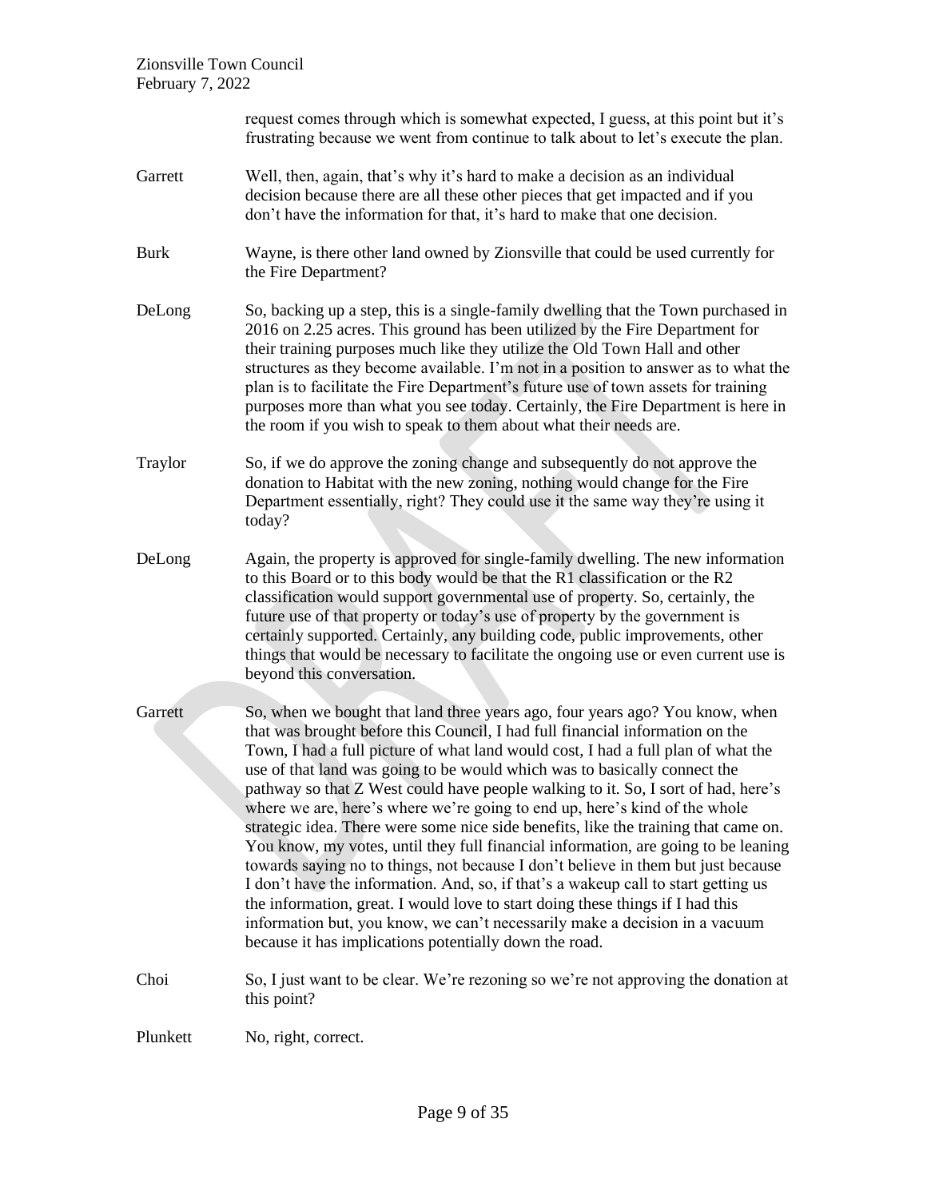request comes through which is somewhat expected, I guess, at this point but it's frustrating because we went from continue to talk about to let's execute the plan.

Garrett Well, then, again, that's why it's hard to make a decision as an individual decision because there are all these other pieces that get impacted and if you don't have the information for that, it's hard to make that one decision.

Burk Wayne, is there other land owned by Zionsville that could be used currently for the Fire Department?

DeLong So, backing up a step, this is a single-family dwelling that the Town purchased in 2016 on 2.25 acres. This ground has been utilized by the Fire Department for their training purposes much like they utilize the Old Town Hall and other structures as they become available. I'm not in a position to answer as to what the plan is to facilitate the Fire Department's future use of town assets for training purposes more than what you see today. Certainly, the Fire Department is here in the room if you wish to speak to them about what their needs are.

Traylor So, if we do approve the zoning change and subsequently do not approve the donation to Habitat with the new zoning, nothing would change for the Fire Department essentially, right? They could use it the same way they're using it today?

DeLong Again, the property is approved for single-family dwelling. The new information to this Board or to this body would be that the R1 classification or the R2 classification would support governmental use of property. So, certainly, the future use of that property or today's use of property by the government is certainly supported. Certainly, any building code, public improvements, other things that would be necessary to facilitate the ongoing use or even current use is beyond this conversation.

Garrett So, when we bought that land three years ago, four years ago? You know, when that was brought before this Council, I had full financial information on the Town, I had a full picture of what land would cost, I had a full plan of what the use of that land was going to be would which was to basically connect the pathway so that Z West could have people walking to it. So, I sort of had, here's where we are, here's where we're going to end up, here's kind of the whole strategic idea. There were some nice side benefits, like the training that came on. You know, my votes, until they full financial information, are going to be leaning towards saying no to things, not because I don't believe in them but just because I don't have the information. And, so, if that's a wakeup call to start getting us the information, great. I would love to start doing these things if I had this information but, you know, we can't necessarily make a decision in a vacuum because it has implications potentially down the road.

Choi So, I just want to be clear. We're rezoning so we're not approving the donation at this point?

Plunkett No, right, correct.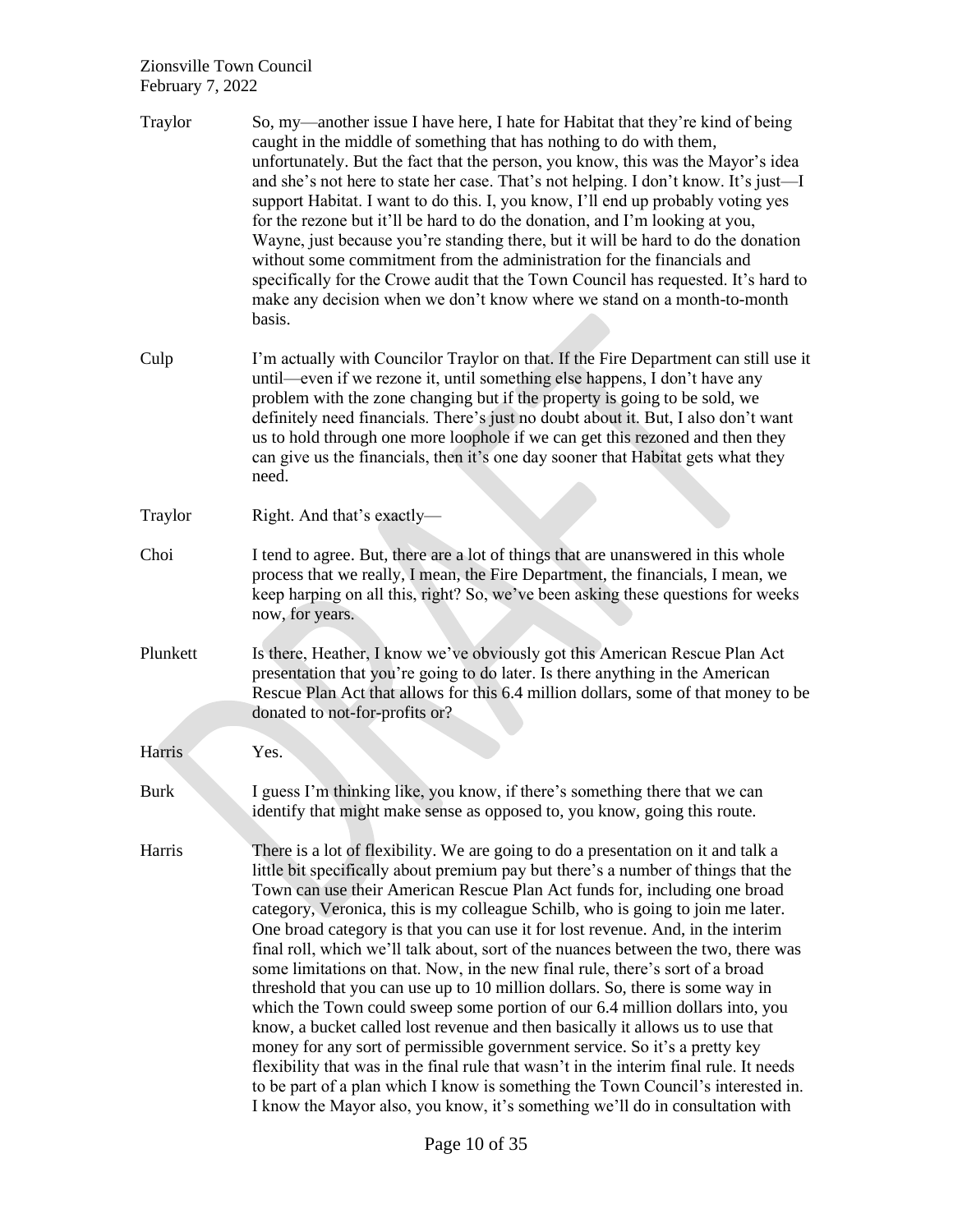Traylor So, my—another issue I have here, I hate for Habitat that they're kind of being caught in the middle of something that has nothing to do with them, unfortunately. But the fact that the person, you know, this was the Mayor's idea and she's not here to state her case. That's not helping. I don't know. It's just—I support Habitat. I want to do this. I, you know, I'll end up probably voting yes for the rezone but it'll be hard to do the donation, and I'm looking at you, Wayne, just because you're standing there, but it will be hard to do the donation without some commitment from the administration for the financials and specifically for the Crowe audit that the Town Council has requested. It's hard to make any decision when we don't know where we stand on a month-to-month basis.

Culp I'm actually with Councilor Traylor on that. If the Fire Department can still use it until—even if we rezone it, until something else happens, I don't have any problem with the zone changing but if the property is going to be sold, we definitely need financials. There's just no doubt about it. But, I also don't want us to hold through one more loophole if we can get this rezoned and then they can give us the financials, then it's one day sooner that Habitat gets what they need.

Traylor Right. And that's exactly—

Choi I tend to agree. But, there are a lot of things that are unanswered in this whole process that we really, I mean, the Fire Department, the financials, I mean, we keep harping on all this, right? So, we've been asking these questions for weeks now, for years.

Plunkett Is there, Heather, I know we've obviously got this American Rescue Plan Act presentation that you're going to do later. Is there anything in the American Rescue Plan Act that allows for this 6.4 million dollars, some of that money to be donated to not-for-profits or?

Harris Yes.

Burk I guess I'm thinking like, you know, if there's something there that we can identify that might make sense as opposed to, you know, going this route.

Harris There is a lot of flexibility. We are going to do a presentation on it and talk a little bit specifically about premium pay but there's a number of things that the Town can use their American Rescue Plan Act funds for, including one broad category, Veronica, this is my colleague Schilb, who is going to join me later. One broad category is that you can use it for lost revenue. And, in the interim final roll, which we'll talk about, sort of the nuances between the two, there was some limitations on that. Now, in the new final rule, there's sort of a broad threshold that you can use up to 10 million dollars. So, there is some way in which the Town could sweep some portion of our 6.4 million dollars into, you know, a bucket called lost revenue and then basically it allows us to use that money for any sort of permissible government service. So it's a pretty key flexibility that was in the final rule that wasn't in the interim final rule. It needs to be part of a plan which I know is something the Town Council's interested in. I know the Mayor also, you know, it's something we'll do in consultation with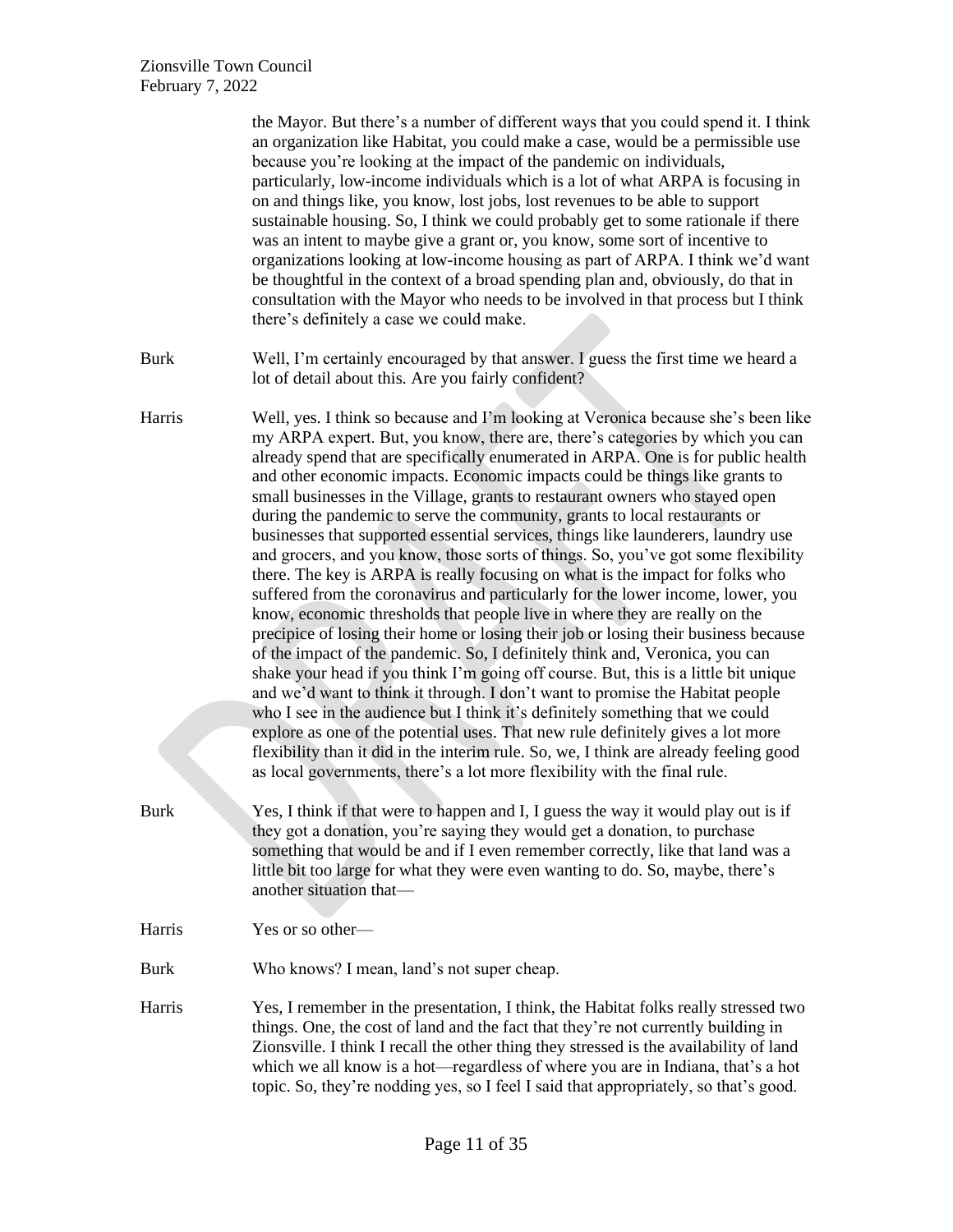the Mayor. But there's a number of different ways that you could spend it. I think an organization like Habitat, you could make a case, would be a permissible use because you're looking at the impact of the pandemic on individuals, particularly, low-income individuals which is a lot of what ARPA is focusing in on and things like, you know, lost jobs, lost revenues to be able to support sustainable housing. So, I think we could probably get to some rationale if there was an intent to maybe give a grant or, you know, some sort of incentive to organizations looking at low-income housing as part of ARPA. I think we'd want be thoughtful in the context of a broad spending plan and, obviously, do that in consultation with the Mayor who needs to be involved in that process but I think there's definitely a case we could make.

**Burk** Well, I'm certainly encouraged by that answer. I guess the first time we heard a lot of detail about this. Are you fairly confident?

**Harris** Well, yes. I think so because and I'm looking at Veronica because she's been like my ARPA expert. But, you know, there are, there's categories by which you can already spend that are specifically enumerated in ARPA. One is for public health and other economic impacts. Economic impacts could be things like grants to small businesses in the Village, grants to restaurant owners who stayed open during the pandemic to serve the community, grants to local restaurants or businesses that supported essential services, things like launderers, laundry use and grocers, and you know, those sorts of things. So, you've got some flexibility there. The key is ARPA is really focusing on what is the impact for folks who suffered from the coronavirus and particularly for the lower income, lower, you know, economic thresholds that people live in where they are really on the precipice of losing their home or losing their job or losing their business because of the impact of the pandemic. So, I definitely think and, Veronica, you can shake your head if you think I'm going off course. But, this is a little bit unique and we'd want to think it through. I don't want to promise the Habitat people who I see in the audience but I think it's definitely something that we could explore as one of the potential uses. That new rule definitely gives a lot more flexibility than it did in the interim rule. So, we, I think are already feeling good as local governments, there's a lot more flexibility with the final rule.

**Burk** Yes, I think if that were to happen and I, I guess the way it would play out is if they got a donation, you're saying they would get a donation, to purchase something that would be and if I even remember correctly, like that land was a little bit too large for what they were even wanting to do. So, maybe, there's another situation that—

**Harris** Yes or so other—

**Burk** Who knows? I mean, land's not super cheap.

**Harris** Yes, I remember in the presentation, I think, the Habitat folks really stressed two things. One, the cost of land and the fact that they're not currently building in Zionsville. I think I recall the other thing they stressed is the availability of land which we all know is a hot—regardless of where you are in Indiana, that's a hot topic. So, they're nodding yes, so I feel I said that appropriately, so that's good.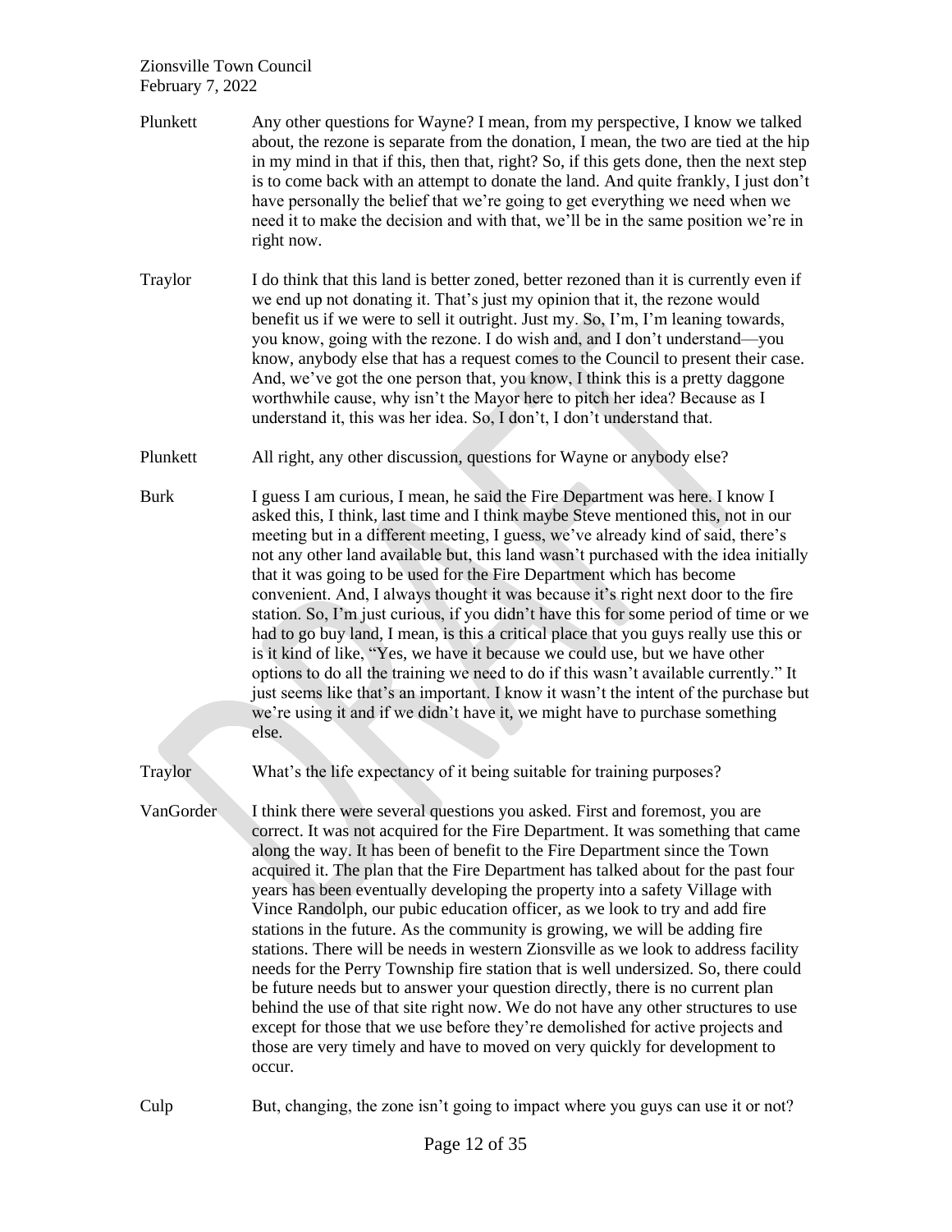Plunkett Any other questions for Wayne? I mean, from my perspective, I know we talked about, the rezone is separate from the donation, I mean, the two are tied at the hip in my mind in that if this, then that, right? So, if this gets done, then the next step is to come back with an attempt to donate the land. And quite frankly, I just don't have personally the belief that we're going to get everything we need when we need it to make the decision and with that, we'll be in the same position we're in right now.

Traylor I do think that this land is better zoned, better rezoned than it is currently even if we end up not donating it. That's just my opinion that it, the rezone would benefit us if we were to sell it outright. Just my. So, I'm, I'm leaning towards, you know, going with the rezone. I do wish and, and I don't understand—you know, anybody else that has a request comes to the Council to present their case. And, we've got the one person that, you know, I think this is a pretty daggone worthwhile cause, why isn't the Mayor here to pitch her idea? Because as I understand it, this was her idea. So, I don't, I don't understand that.

Plunkett All right, any other discussion, questions for Wayne or anybody else?

Burk I guess I am curious, I mean, he said the Fire Department was here. I know I asked this, I think, last time and I think maybe Steve mentioned this, not in our meeting but in a different meeting, I guess, we've already kind of said, there's not any other land available but, this land wasn't purchased with the idea initially that it was going to be used for the Fire Department which has become convenient. And, I always thought it was because it's right next door to the fire station. So, I'm just curious, if you didn't have this for some period of time or we had to go buy land, I mean, is this a critical place that you guys really use this or is it kind of like, "Yes, we have it because we could use, but we have other options to do all the training we need to do if this wasn't available currently." It just seems like that's an important. I know it wasn't the intent of the purchase but we're using it and if we didn't have it, we might have to purchase something else.

Traylor What's the life expectancy of it being suitable for training purposes?

VanGorder I think there were several questions you asked. First and foremost, you are correct. It was not acquired for the Fire Department. It was something that came along the way. It has been of benefit to the Fire Department since the Town acquired it. The plan that the Fire Department has talked about for the past four years has been eventually developing the property into a safety Village with Vince Randolph, our pubic education officer, as we look to try and add fire stations in the future. As the community is growing, we will be adding fire stations. There will be needs in western Zionsville as we look to address facility needs for the Perry Township fire station that is well undersized. So, there could be future needs but to answer your question directly, there is no current plan behind the use of that site right now. We do not have any other structures to use except for those that we use before they're demolished for active projects and those are very timely and have to moved on very quickly for development to occur.

Culp But, changing, the zone isn't going to impact where you guys can use it or not?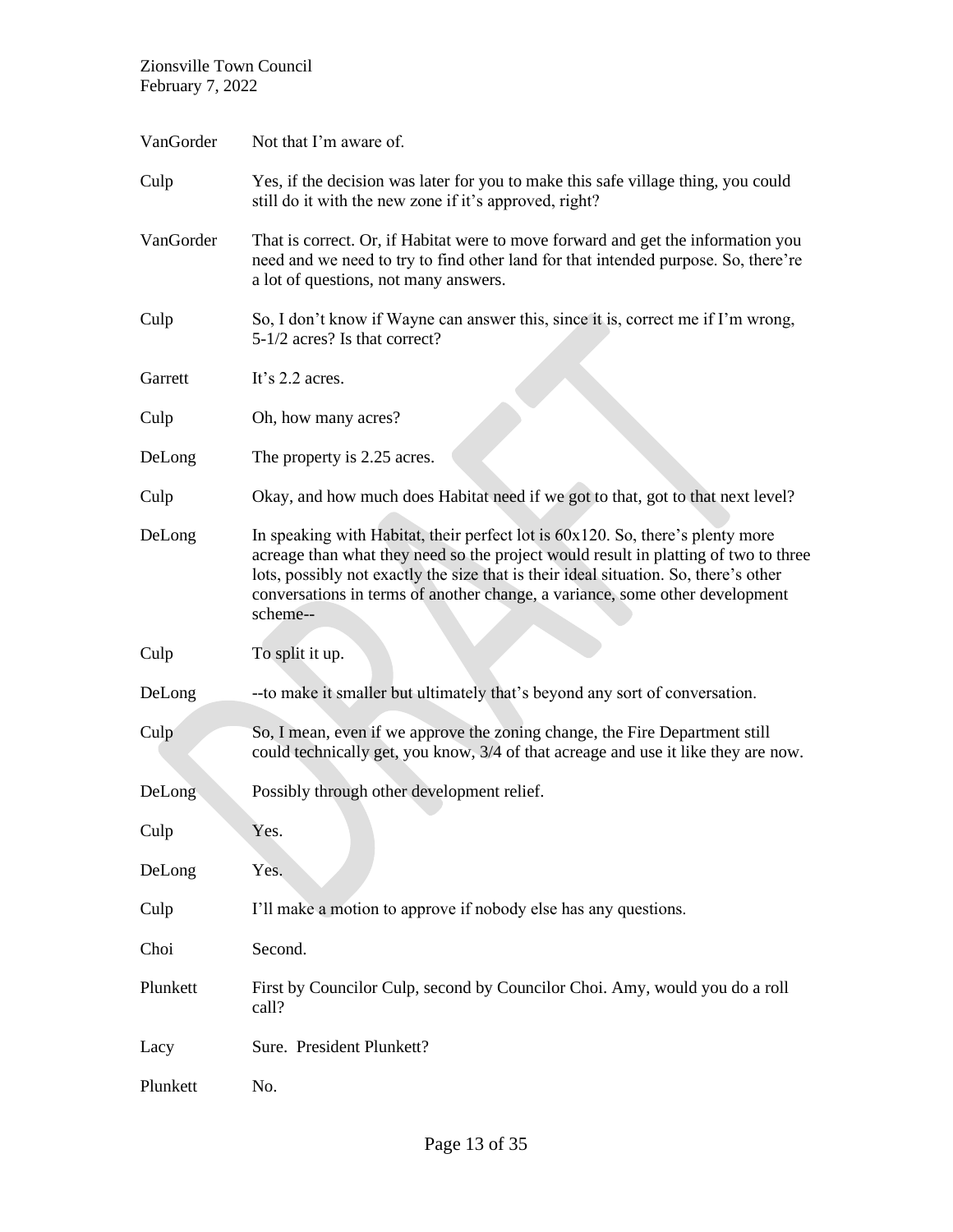| | |
|---|---|
| VanGorder | Not that I'm aware of. |
| Culp | Yes, if the decision was later for you to make this safe village thing, you could still do it with the new zone if it's approved, right? |
| VanGorder | That is correct. Or, if Habitat were to move forward and get the information you need and we need to try to find other land for that intended purpose. So, there're a lot of questions, not many answers. |
| Culp | So, I don't know if Wayne can answer this, since it is, correct me if I'm wrong, 5-1/2 acres? Is that correct? |
| Garrett | It's 2.2 acres. |
| Culp | Oh, how many acres? |
| DeLong | The property is 2.25 acres. |
| Culp | Okay, and how much does Habitat need if we got to that, got to that next level? |
| DeLong | In speaking with Habitat, their perfect lot is 60x120. So, there's plenty more acreage than what they need so the project would result in platting of two to three lots, possibly not exactly the size that is their ideal situation. So, there's other conversations in terms of another change, a variance, some other development scheme-- |
| Culp | To split it up. |
| DeLong | --to make it smaller but ultimately that's beyond any sort of conversation. |
| Culp | So, I mean, even if we approve the zoning change, the Fire Department still could technically get, you know, 3/4 of that acreage and use it like they are now. |
| DeLong | Possibly through other development relief. |
| Culp | Yes. |
| DeLong | Yes. |
| Culp | I'll make a motion to approve if nobody else has any questions. |
| Choi | Second. |
| Plunkett | First by Councilor Culp, second by Councilor Choi. Amy, would you do a roll call? |
| Lacy | Sure. President Plunkett? |
| Plunkett | No. |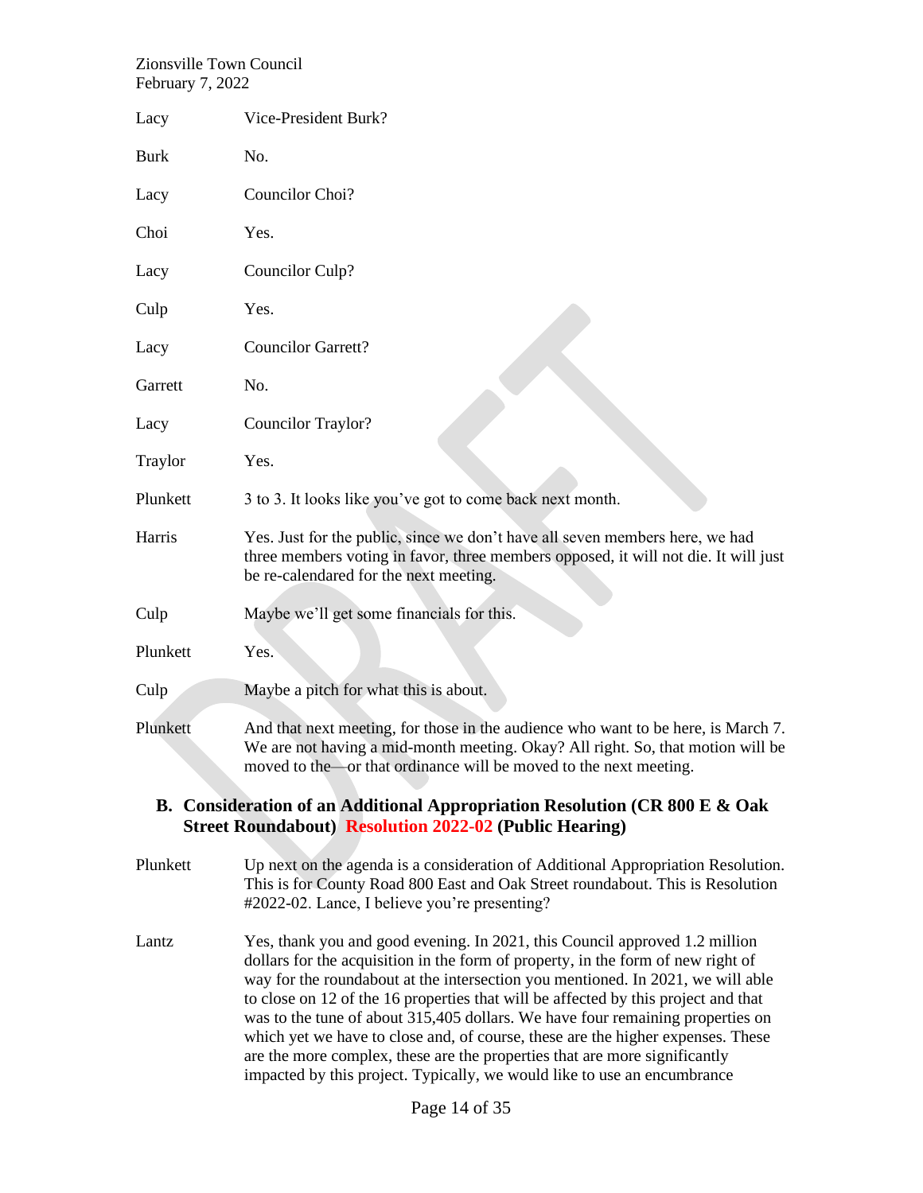| | |
|---|---|
| Lacy | Vice-President Burk? |
| Burk | No. |
| Lacy | Councilor Choi? |
| Choi | Yes. |
| Lacy | Councilor Culp? |
| Culp | Yes. |
| Lacy | Councilor Garrett? |
| Garrett | No. |
| Lacy | Councilor Traylor? |
| Traylor | Yes. |
| Plunkett | 3 to 3. It looks like you've got to come back next month. |
| Harris | Yes. Just for the public, since we don't have all seven members here, we had three members voting in favor, three members opposed, it will not die. It will just be re-calendared for the next meeting. |
| Culp | Maybe we'll get some financials for this. |
| Plunkett | Yes. |
| Culp | Maybe a pitch for what this is about. |
| Plunkett | And that next meeting, for those in the audience who want to be here, is March 7. We are not having a mid-month meeting. Okay? All right. So, that motion will be moved to the—or that ordinance will be moved to the next meeting. |

### B. Consideration of an Additional Appropriation Resolution (CR 800 E & Oak Street Roundabout) Resolution 2022-02 (Public Hearing)

| | |
|---|---|
| Plunkett | Up next on the agenda is a consideration of Additional Appropriation Resolution. This is for County Road 800 East and Oak Street roundabout. This is Resolution #2022-02. Lance, I believe you're presenting? |
| Lantz | Yes, thank you and good evening. In 2021, this Council approved 1.2 million dollars for the acquisition in the form of property, in the form of new right of way for the roundabout at the intersection you mentioned. In 2021, we will able to close on 12 of the 16 properties that will be affected by this project and that was to the tune of about 315,405 dollars. We have four remaining properties on which yet we have to close and, of course, these are the higher expenses. These are the more complex, these are the properties that are more significantly impacted by this project. Typically, we would like to use an encumbrance |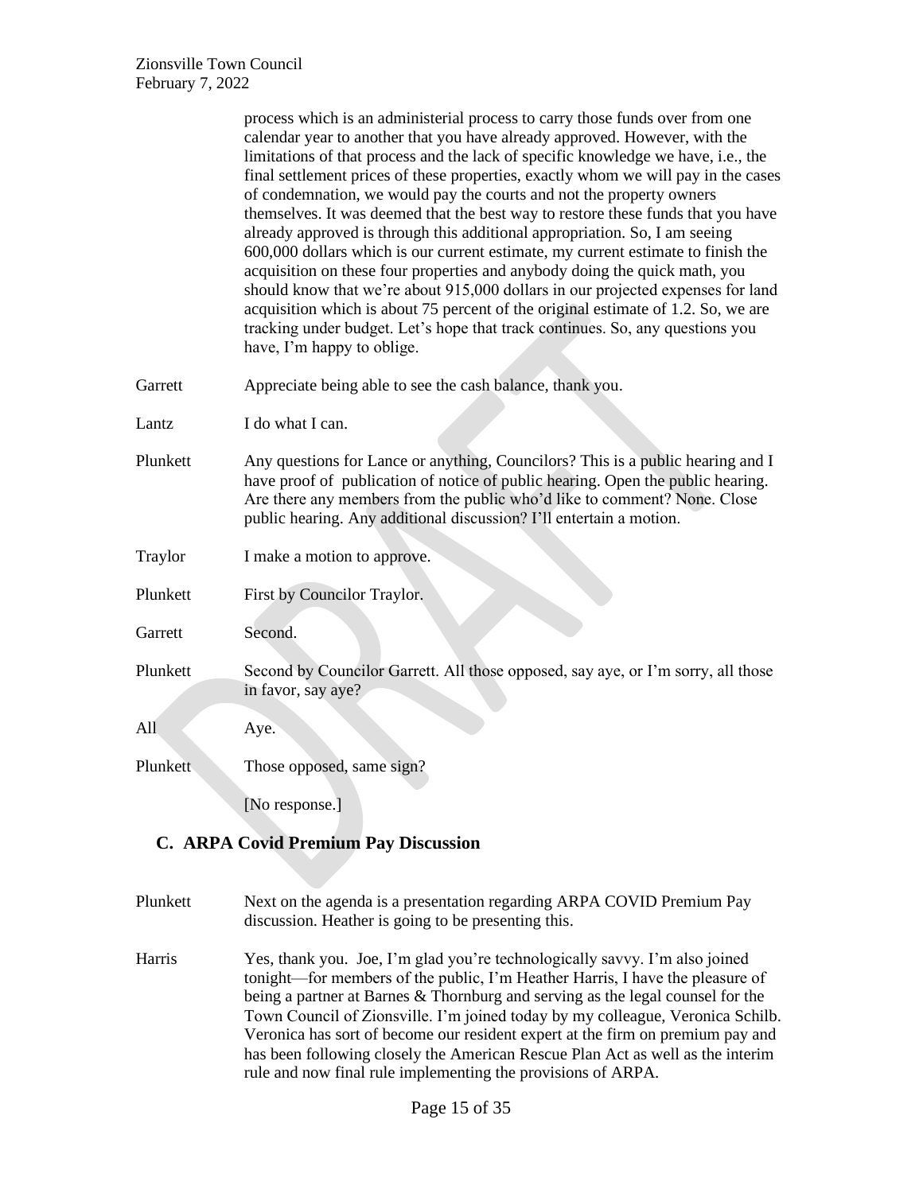process which is an administerial process to carry those funds over from one calendar year to another that you have already approved. However, with the limitations of that process and the lack of specific knowledge we have, i.e., the final settlement prices of these properties, exactly whom we will pay in the cases of condemnation, we would pay the courts and not the property owners themselves. It was deemed that the best way to restore these funds that you have already approved is through this additional appropriation. So, I am seeing 600,000 dollars which is our current estimate, my current estimate to finish the acquisition on these four properties and anybody doing the quick math, you should know that we're about 915,000 dollars in our projected expenses for land acquisition which is about 75 percent of the original estimate of 1.2. So, we are tracking under budget. Let's hope that track continues. So, any questions you have, I'm happy to oblige.

Garrett: Appreciate being able to see the cash balance, thank you.

Lantz: I do what I can.

Plunkett: Any questions for Lance or anything, Councilors? This is a public hearing and I have proof of publication of notice of public hearing. Open the public hearing. Are there any members from the public who'd like to comment? None. Close public hearing. Any additional discussion? I'll entertain a motion.

Traylor: I make a motion to approve.

Plunkett: First by Councilor Traylor.

Garrett: Second.

Plunkett: Second by Councilor Garrett. All those opposed, say aye, or I'm sorry, all those in favor, say aye?

All: Aye.

Plunkett: Those opposed, same sign?

[No response.]

## C. ARPA Covid Premium Pay Discussion

Plunkett: Next on the agenda is a presentation regarding ARPA COVID Premium Pay discussion. Heather is going to be presenting this.

Harris: Yes, thank you. Joe, I'm glad you're technologically savvy. I'm also joined tonight—for members of the public, I'm Heather Harris, I have the pleasure of being a partner at Barnes & Thornburg and serving as the legal counsel for the Town Council of Zionsville. I'm joined today by my colleague, Veronica Schilb. Veronica has sort of become our resident expert at the firm on premium pay and has been following closely the American Rescue Plan Act as well as the interim rule and now final rule implementing the provisions of ARPA.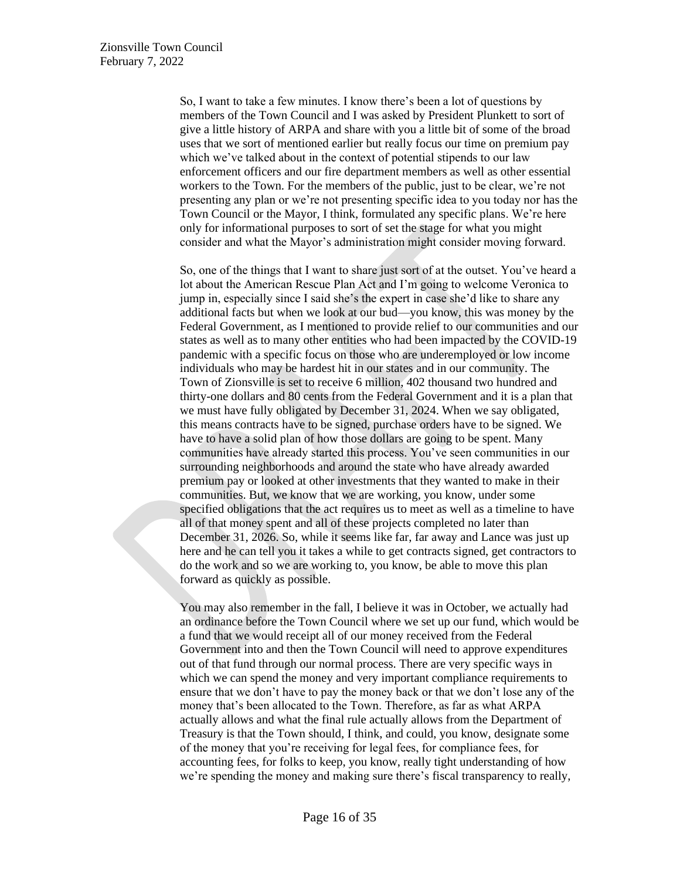So, I want to take a few minutes. I know there's been a lot of questions by members of the Town Council and I was asked by President Plunkett to sort of give a little history of ARPA and share with you a little bit of some of the broad uses that we sort of mentioned earlier but really focus our time on premium pay which we've talked about in the context of potential stipends to our law enforcement officers and our fire department members as well as other essential workers to the Town. For the members of the public, just to be clear, we're not presenting any plan or we're not presenting specific idea to you today nor has the Town Council or the Mayor, I think, formulated any specific plans. We're here only for informational purposes to sort of set the stage for what you might consider and what the Mayor's administration might consider moving forward.

So, one of the things that I want to share just sort of at the outset. You've heard a lot about the American Rescue Plan Act and I'm going to welcome Veronica to jump in, especially since I said she's the expert in case she'd like to share any additional facts but when we look at our bud—you know, this was money by the Federal Government, as I mentioned to provide relief to our communities and our states as well as to many other entities who had been impacted by the COVID-19 pandemic with a specific focus on those who are underemployed or low income individuals who may be hardest hit in our states and in our community. The Town of Zionsville is set to receive 6 million, 402 thousand two hundred and thirty-one dollars and 80 cents from the Federal Government and it is a plan that we must have fully obligated by December 31, 2024. When we say obligated, this means contracts have to be signed, purchase orders have to be signed. We have to have a solid plan of how those dollars are going to be spent. Many communities have already started this process. You've seen communities in our surrounding neighborhoods and around the state who have already awarded premium pay or looked at other investments that they wanted to make in their communities. But, we know that we are working, you know, under some specified obligations that the act requires us to meet as well as a timeline to have all of that money spent and all of these projects completed no later than December 31, 2026. So, while it seems like far, far away and Lance was just up here and he can tell you it takes a while to get contracts signed, get contractors to do the work and so we are working to, you know, be able to move this plan forward as quickly as possible.

You may also remember in the fall, I believe it was in October, we actually had an ordinance before the Town Council where we set up our fund, which would be a fund that we would receipt all of our money received from the Federal Government into and then the Town Council will need to approve expenditures out of that fund through our normal process. There are very specific ways in which we can spend the money and very important compliance requirements to ensure that we don't have to pay the money back or that we don't lose any of the money that's been allocated to the Town. Therefore, as far as what ARPA actually allows and what the final rule actually allows from the Department of Treasury is that the Town should, I think, and could, you know, designate some of the money that you're receiving for legal fees, for compliance fees, for accounting fees, for folks to keep, you know, really tight understanding of how we're spending the money and making sure there's fiscal transparency to really,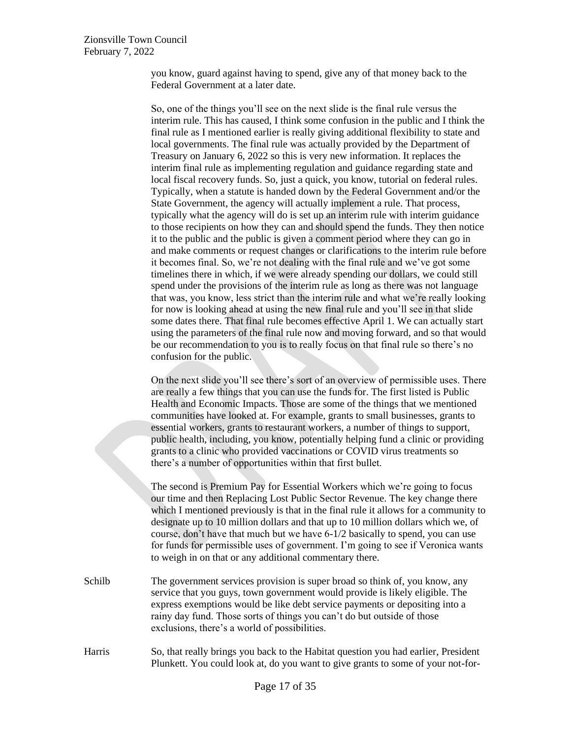you know, guard against having to spend, give any of that money back to the Federal Government at a later date.

So, one of the things you'll see on the next slide is the final rule versus the interim rule. This has caused, I think some confusion in the public and I think the final rule as I mentioned earlier is really giving additional flexibility to state and local governments. The final rule was actually provided by the Department of Treasury on January 6, 2022 so this is very new information. It replaces the interim final rule as implementing regulation and guidance regarding state and local fiscal recovery funds. So, just a quick, you know, tutorial on federal rules. Typically, when a statute is handed down by the Federal Government and/or the State Government, the agency will actually implement a rule. That process, typically what the agency will do is set up an interim rule with interim guidance to those recipients on how they can and should spend the funds. They then notice it to the public and the public is given a comment period where they can go in and make comments or request changes or clarifications to the interim rule before it becomes final. So, we're not dealing with the final rule and we've got some timelines there in which, if we were already spending our dollars, we could still spend under the provisions of the interim rule as long as there was not language that was, you know, less strict than the interim rule and what we're really looking for now is looking ahead at using the new final rule and you'll see in that slide some dates there. That final rule becomes effective April 1. We can actually start using the parameters of the final rule now and moving forward, and so that would be our recommendation to you is to really focus on that final rule so there's no confusion for the public.

On the next slide you'll see there's sort of an overview of permissible uses. There are really a few things that you can use the funds for. The first listed is Public Health and Economic Impacts. Those are some of the things that we mentioned communities have looked at. For example, grants to small businesses, grants to essential workers, grants to restaurant workers, a number of things to support, public health, including, you know, potentially helping fund a clinic or providing grants to a clinic who provided vaccinations or COVID virus treatments so there's a number of opportunities within that first bullet.

The second is Premium Pay for Essential Workers which we're going to focus our time and then Replacing Lost Public Sector Revenue. The key change there which I mentioned previously is that in the final rule it allows for a community to designate up to 10 million dollars and that up to 10 million dollars which we, of course, don't have that much but we have 6-1/2 basically to spend, you can use for funds for permissible uses of government. I'm going to see if Veronica wants to weigh in on that or any additional commentary there.

Schilb: The government services provision is super broad so think of, you know, any service that you guys, town government would provide is likely eligible. The express exemptions would be like debt service payments or depositing into a rainy day fund. Those sorts of things you can't do but outside of those exclusions, there's a world of possibilities.

Harris: So, that really brings you back to the Habitat question you had earlier, President Plunkett. You could look at, do you want to give grants to some of your not-for-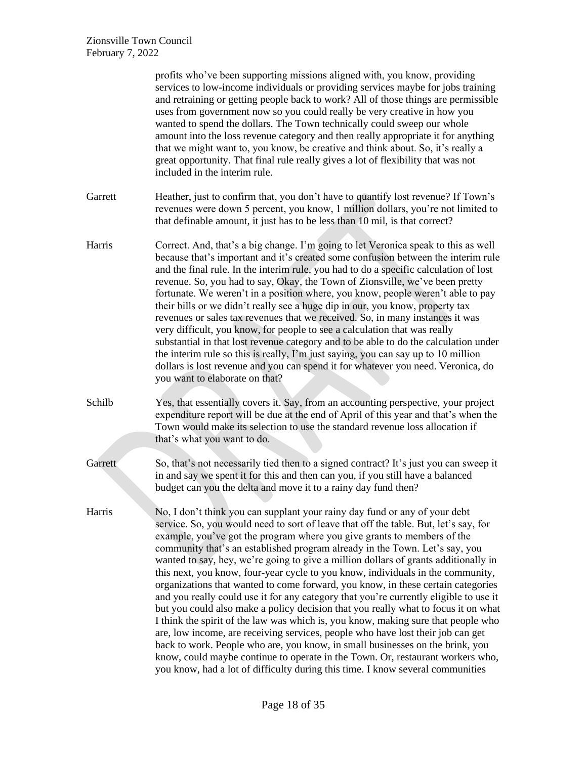profits who've been supporting missions aligned with, you know, providing services to low-income individuals or providing services maybe for jobs training and retraining or getting people back to work? All of those things are permissible uses from government now so you could really be very creative in how you wanted to spend the dollars. The Town technically could sweep our whole amount into the loss revenue category and then really appropriate it for anything that we might want to, you know, be creative and think about. So, it's really a great opportunity. That final rule really gives a lot of flexibility that was not included in the interim rule.

Garrett — Heather, just to confirm that, you don't have to quantify lost revenue? If Town's revenues were down 5 percent, you know, 1 million dollars, you're not limited to that definable amount, it just has to be less than 10 mil, is that correct?

Harris — Correct. And, that's a big change. I'm going to let Veronica speak to this as well because that's important and it's created some confusion between the interim rule and the final rule. In the interim rule, you had to do a specific calculation of lost revenue. So, you had to say, Okay, the Town of Zionsville, we've been pretty fortunate. We weren't in a position where, you know, people weren't able to pay their bills or we didn't really see a huge dip in our, you know, property tax revenues or sales tax revenues that we received. So, in many instances it was very difficult, you know, for people to see a calculation that was really substantial in that lost revenue category and to be able to do the calculation under the interim rule so this is really, I'm just saying, you can say up to 10 million dollars is lost revenue and you can spend it for whatever you need. Veronica, do you want to elaborate on that?

Schilb — Yes, that essentially covers it. Say, from an accounting perspective, your project expenditure report will be due at the end of April of this year and that's when the Town would make its selection to use the standard revenue loss allocation if that's what you want to do.

Garrett — So, that's not necessarily tied then to a signed contract? It's just you can sweep it in and say we spent it for this and then can you, if you still have a balanced budget can you the delta and move it to a rainy day fund then?

Harris — No, I don't think you can supplant your rainy day fund or any of your debt service. So, you would need to sort of leave that off the table. But, let's say, for example, you've got the program where you give grants to members of the community that's an established program already in the Town. Let's say, you wanted to say, hey, we're going to give a million dollars of grants additionally in this next, you know, four-year cycle to you know, individuals in the community, organizations that wanted to come forward, you know, in these certain categories and you really could use it for any category that you're currently eligible to use it but you could also make a policy decision that you really what to focus it on what I think the spirit of the law was which is, you know, making sure that people who are, low income, are receiving services, people who have lost their job can get back to work. People who are, you know, in small businesses on the brink, you know, could maybe continue to operate in the Town. Or, restaurant workers who, you know, had a lot of difficulty during this time. I know several communities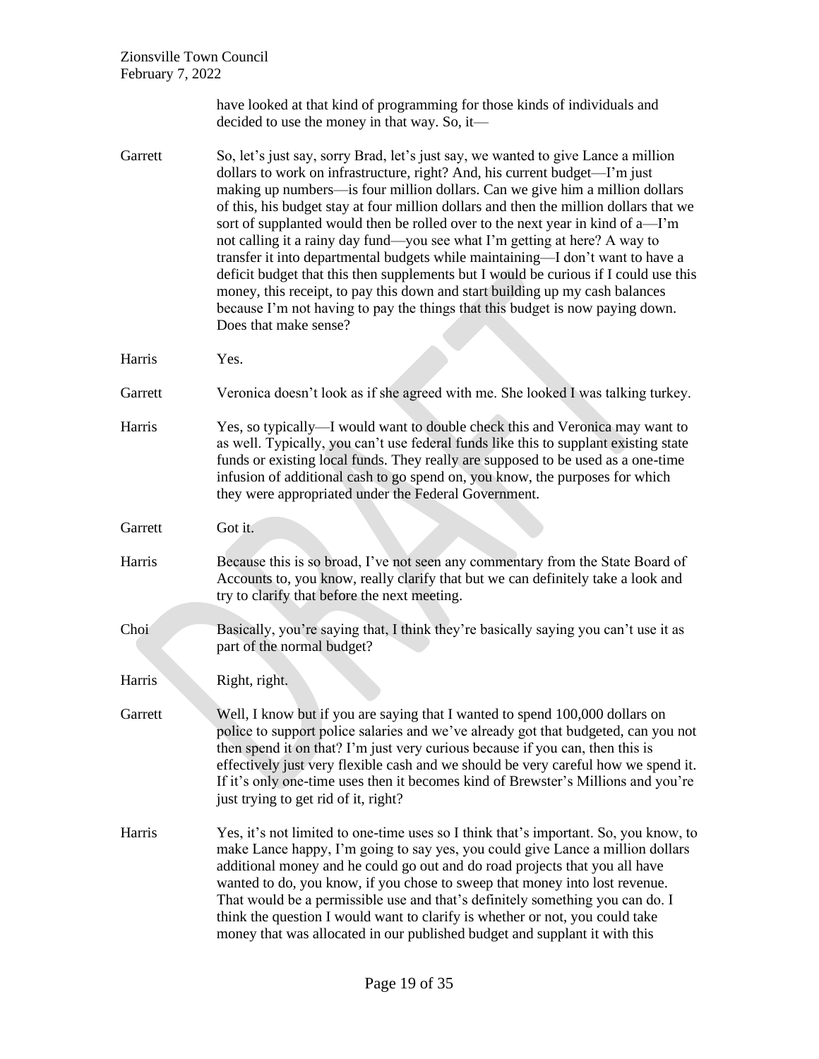have looked at that kind of programming for those kinds of individuals and decided to use the money in that way. So, it—

**Garrett** So, let's just say, sorry Brad, let's just say, we wanted to give Lance a million dollars to work on infrastructure, right? And, his current budget—I'm just making up numbers—is four million dollars. Can we give him a million dollars of this, his budget stay at four million dollars and then the million dollars that we sort of supplanted would then be rolled over to the next year in kind of a—I'm not calling it a rainy day fund—you see what I'm getting at here? A way to transfer it into departmental budgets while maintaining—I don't want to have a deficit budget that this then supplements but I would be curious if I could use this money, this receipt, to pay this down and start building up my cash balances because I'm not having to pay the things that this budget is now paying down. Does that make sense?

**Harris** Yes.

**Garrett** Veronica doesn't look as if she agreed with me. She looked I was talking turkey.

**Harris** Yes, so typically—I would want to double check this and Veronica may want to as well. Typically, you can't use federal funds like this to supplant existing state funds or existing local funds. They really are supposed to be used as a one-time infusion of additional cash to go spend on, you know, the purposes for which they were appropriated under the Federal Government.

**Garrett** Got it.

**Harris** Because this is so broad, I've not seen any commentary from the State Board of Accounts to, you know, really clarify that but we can definitely take a look and try to clarify that before the next meeting.

**Choi** Basically, you're saying that, I think they're basically saying you can't use it as part of the normal budget?

**Harris** Right, right.

**Garrett** Well, I know but if you are saying that I wanted to spend 100,000 dollars on police to support police salaries and we've already got that budgeted, can you not then spend it on that? I'm just very curious because if you can, then this is effectively just very flexible cash and we should be very careful how we spend it. If it's only one-time uses then it becomes kind of Brewster's Millions and you're just trying to get rid of it, right?

**Harris** Yes, it's not limited to one-time uses so I think that's important. So, you know, to make Lance happy, I'm going to say yes, you could give Lance a million dollars additional money and he could go out and do road projects that you all have wanted to do, you know, if you chose to sweep that money into lost revenue. That would be a permissible use and that's definitely something you can do. I think the question I would want to clarify is whether or not, you could take money that was allocated in our published budget and supplant it with this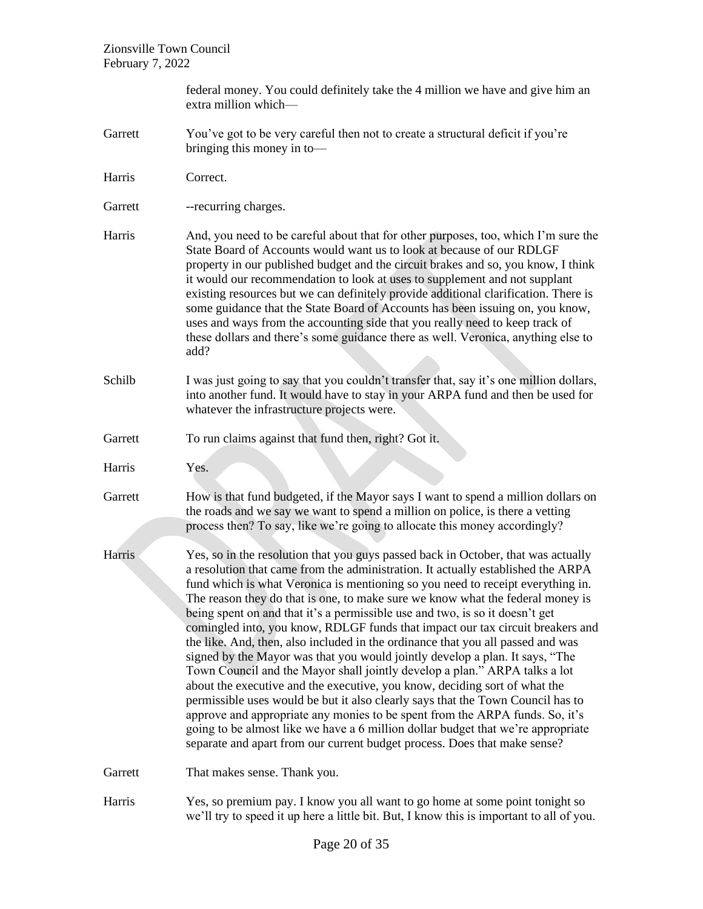federal money. You could definitely take the 4 million we have and give him an extra million which—

Garrett You've got to be very careful then not to create a structural deficit if you're bringing this money in to—

Harris Correct.

Garrett --recurring charges.

Harris And, you need to be careful about that for other purposes, too, which I'm sure the State Board of Accounts would want us to look at because of our RDLGF property in our published budget and the circuit brakes and so, you know, I think it would our recommendation to look at uses to supplement and not supplant existing resources but we can definitely provide additional clarification. There is some guidance that the State Board of Accounts has been issuing on, you know, uses and ways from the accounting side that you really need to keep track of these dollars and there's some guidance there as well. Veronica, anything else to add?

Schilb I was just going to say that you couldn't transfer that, say it's one million dollars, into another fund. It would have to stay in your ARPA fund and then be used for whatever the infrastructure projects were.

Garrett To run claims against that fund then, right? Got it.

Harris Yes.

Garrett How is that fund budgeted, if the Mayor says I want to spend a million dollars on the roads and we say we want to spend a million on police, is there a vetting process then? To say, like we're going to allocate this money accordingly?

Harris Yes, so in the resolution that you guys passed back in October, that was actually a resolution that came from the administration. It actually established the ARPA fund which is what Veronica is mentioning so you need to receipt everything in. The reason they do that is one, to make sure we know what the federal money is being spent on and that it's a permissible use and two, is so it doesn't get comingled into, you know, RDLGF funds that impact our tax circuit breakers and the like. And, then, also included in the ordinance that you all passed and was signed by the Mayor was that you would jointly develop a plan. It says, "The Town Council and the Mayor shall jointly develop a plan." ARPA talks a lot about the executive and the executive, you know, deciding sort of what the permissible uses would be but it also clearly says that the Town Council has to approve and appropriate any monies to be spent from the ARPA funds. So, it's going to be almost like we have a 6 million dollar budget that we're appropriate separate and apart from our current budget process. Does that make sense?

Garrett That makes sense. Thank you.

Harris Yes, so premium pay. I know you all want to go home at some point tonight so we'll try to speed it up here a little bit. But, I know this is important to all of you.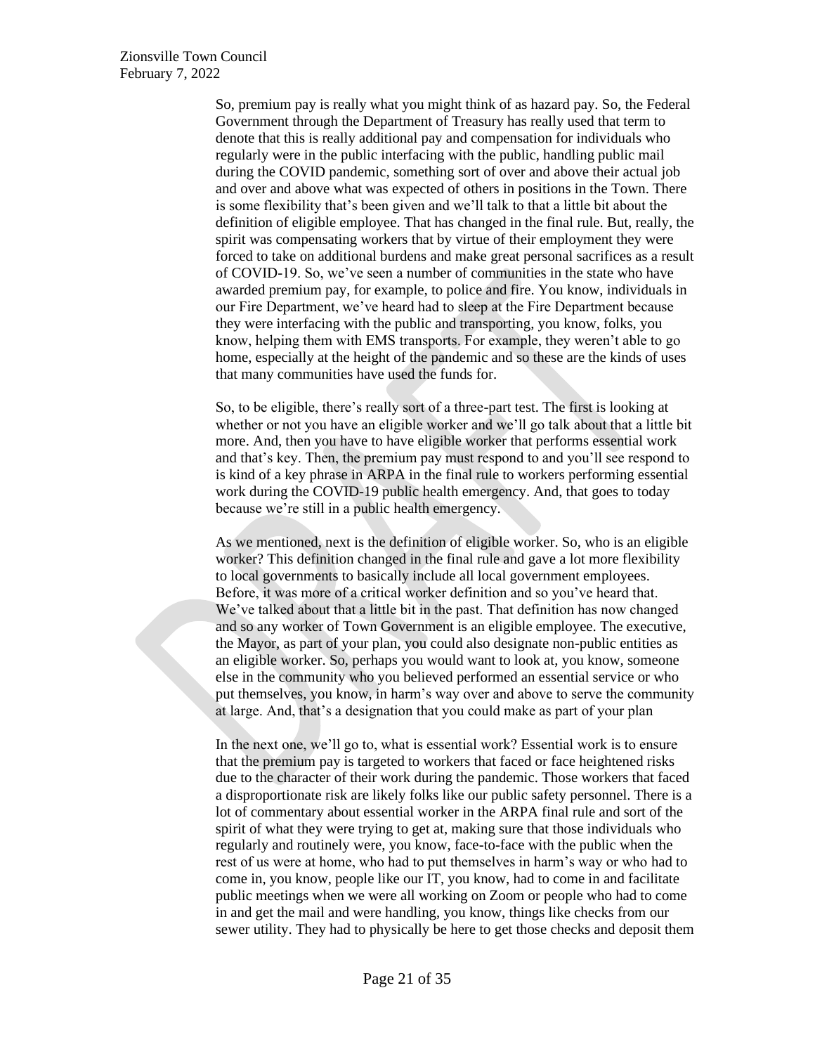So, premium pay is really what you might think of as hazard pay. So, the Federal Government through the Department of Treasury has really used that term to denote that this is really additional pay and compensation for individuals who regularly were in the public interfacing with the public, handling public mail during the COVID pandemic, something sort of over and above their actual job and over and above what was expected of others in positions in the Town. There is some flexibility that's been given and we'll talk to that a little bit about the definition of eligible employee. That has changed in the final rule. But, really, the spirit was compensating workers that by virtue of their employment they were forced to take on additional burdens and make great personal sacrifices as a result of COVID-19. So, we've seen a number of communities in the state who have awarded premium pay, for example, to police and fire. You know, individuals in our Fire Department, we've heard had to sleep at the Fire Department because they were interfacing with the public and transporting, you know, folks, you know, helping them with EMS transports. For example, they weren't able to go home, especially at the height of the pandemic and so these are the kinds of uses that many communities have used the funds for.

So, to be eligible, there's really sort of a three-part test. The first is looking at whether or not you have an eligible worker and we'll go talk about that a little bit more. And, then you have to have eligible worker that performs essential work and that's key. Then, the premium pay must respond to and you'll see respond to is kind of a key phrase in ARPA in the final rule to workers performing essential work during the COVID-19 public health emergency. And, that goes to today because we're still in a public health emergency.

As we mentioned, next is the definition of eligible worker. So, who is an eligible worker? This definition changed in the final rule and gave a lot more flexibility to local governments to basically include all local government employees. Before, it was more of a critical worker definition and so you've heard that. We've talked about that a little bit in the past. That definition has now changed and so any worker of Town Government is an eligible employee. The executive, the Mayor, as part of your plan, you could also designate non-public entities as an eligible worker. So, perhaps you would want to look at, you know, someone else in the community who you believed performed an essential service or who put themselves, you know, in harm's way over and above to serve the community at large. And, that's a designation that you could make as part of your plan

In the next one, we'll go to, what is essential work? Essential work is to ensure that the premium pay is targeted to workers that faced or face heightened risks due to the character of their work during the pandemic. Those workers that faced a disproportionate risk are likely folks like our public safety personnel. There is a lot of commentary about essential worker in the ARPA final rule and sort of the spirit of what they were trying to get at, making sure that those individuals who regularly and routinely were, you know, face-to-face with the public when the rest of us were at home, who had to put themselves in harm's way or who had to come in, you know, people like our IT, you know, had to come in and facilitate public meetings when we were all working on Zoom or people who had to come in and get the mail and were handling, you know, things like checks from our sewer utility. They had to physically be here to get those checks and deposit them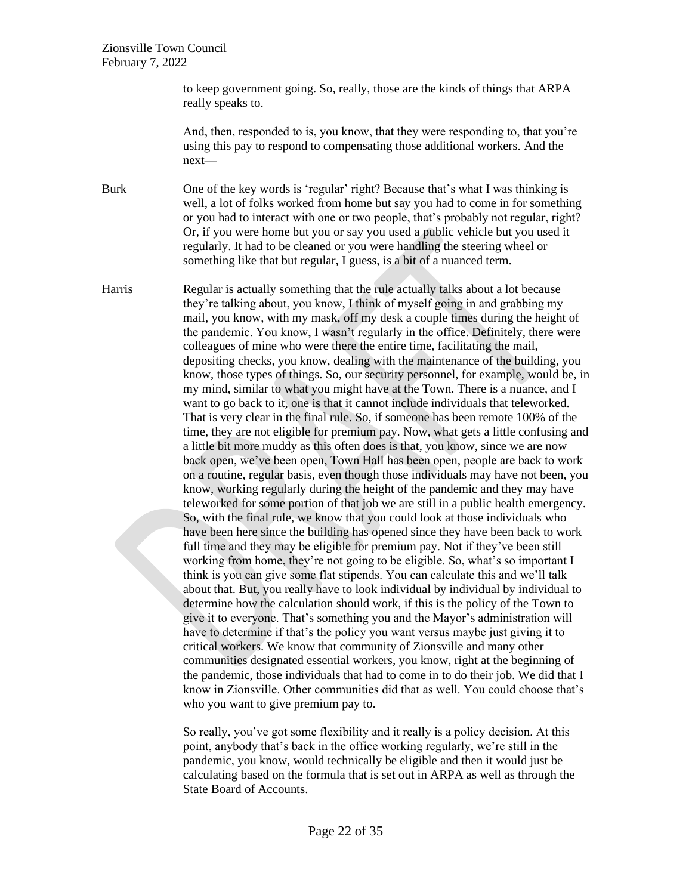to keep government going. So, really, those are the kinds of things that ARPA really speaks to.

And, then, responded to is, you know, that they were responding to, that you're using this pay to respond to compensating those additional workers. And the next—

Burk One of the key words is 'regular' right? Because that's what I was thinking is well, a lot of folks worked from home but say you had to come in for something or you had to interact with one or two people, that's probably not regular, right? Or, if you were home but you or say you used a public vehicle but you used it regularly. It had to be cleaned or you were handling the steering wheel or something like that but regular, I guess, is a bit of a nuanced term.

Harris Regular is actually something that the rule actually talks about a lot because they're talking about, you know, I think of myself going in and grabbing my mail, you know, with my mask, off my desk a couple times during the height of the pandemic. You know, I wasn't regularly in the office. Definitely, there were colleagues of mine who were there the entire time, facilitating the mail, depositing checks, you know, dealing with the maintenance of the building, you know, those types of things. So, our security personnel, for example, would be, in my mind, similar to what you might have at the Town. There is a nuance, and I want to go back to it, one is that it cannot include individuals that teleworked. That is very clear in the final rule. So, if someone has been remote 100% of the time, they are not eligible for premium pay. Now, what gets a little confusing and a little bit more muddy as this often does is that, you know, since we are now back open, we've been open, Town Hall has been open, people are back to work on a routine, regular basis, even though those individuals may have not been, you know, working regularly during the height of the pandemic and they may have teleworked for some portion of that job we are still in a public health emergency. So, with the final rule, we know that you could look at those individuals who have been here since the building has opened since they have been back to work full time and they may be eligible for premium pay. Not if they've been still working from home, they're not going to be eligible. So, what's so important I think is you can give some flat stipends. You can calculate this and we'll talk about that. But, you really have to look individual by individual by individual to determine how the calculation should work, if this is the policy of the Town to give it to everyone. That's something you and the Mayor's administration will have to determine if that's the policy you want versus maybe just giving it to critical workers. We know that community of Zionsville and many other communities designated essential workers, you know, right at the beginning of the pandemic, those individuals that had to come in to do their job. We did that I know in Zionsville. Other communities did that as well. You could choose that's who you want to give premium pay to.

So really, you've got some flexibility and it really is a policy decision. At this point, anybody that's back in the office working regularly, we're still in the pandemic, you know, would technically be eligible and then it would just be calculating based on the formula that is set out in ARPA as well as through the State Board of Accounts.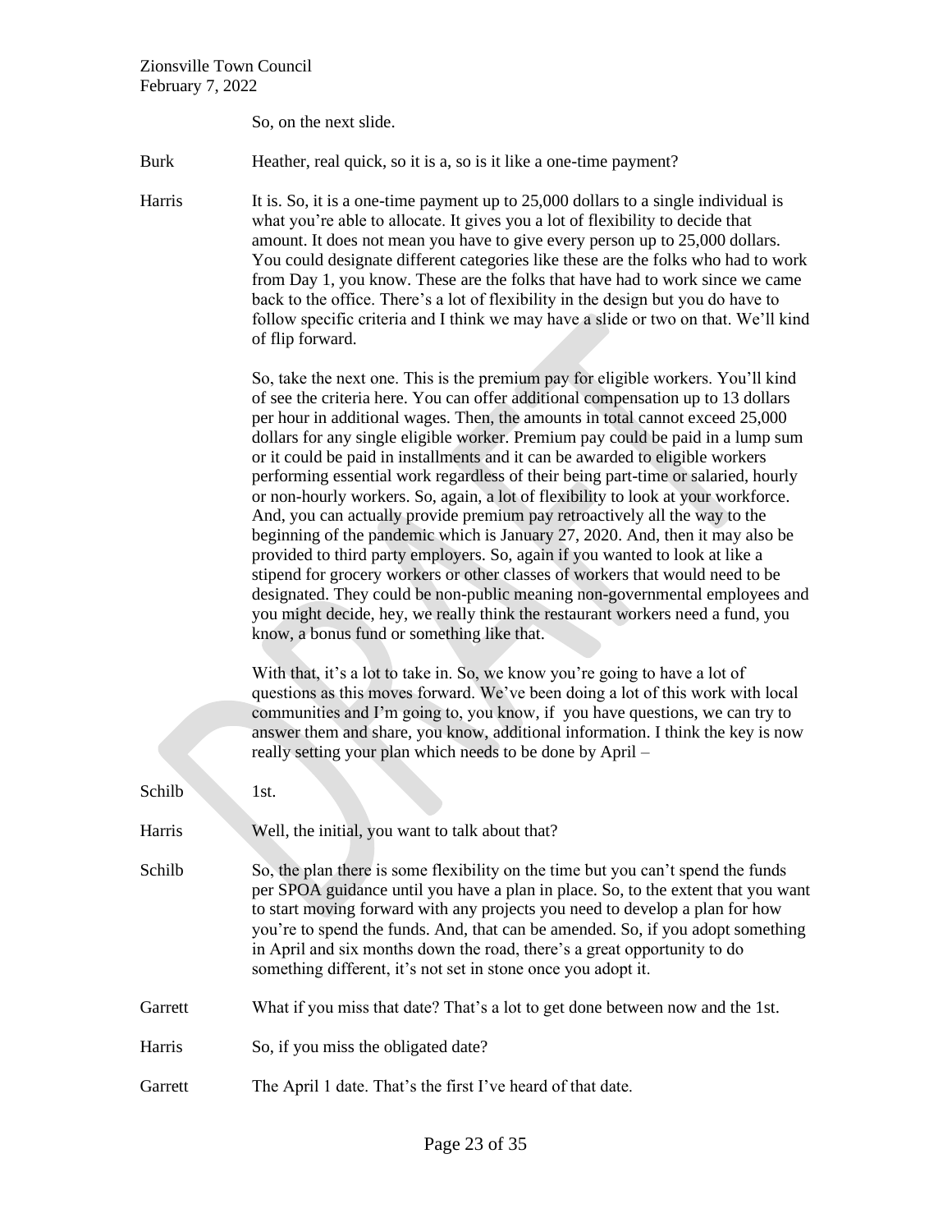So, on the next slide.

Burk Heather, real quick, so it is a, so is it like a one-time payment?

Harris It is. So, it is a one-time payment up to 25,000 dollars to a single individual is what you're able to allocate. It gives you a lot of flexibility to decide that amount. It does not mean you have to give every person up to 25,000 dollars. You could designate different categories like these are the folks who had to work from Day 1, you know. These are the folks that have had to work since we came back to the office. There's a lot of flexibility in the design but you do have to follow specific criteria and I think we may have a slide or two on that. We'll kind of flip forward.

So, take the next one. This is the premium pay for eligible workers. You'll kind of see the criteria here. You can offer additional compensation up to 13 dollars per hour in additional wages. Then, the amounts in total cannot exceed 25,000 dollars for any single eligible worker. Premium pay could be paid in a lump sum or it could be paid in installments and it can be awarded to eligible workers performing essential work regardless of their being part-time or salaried, hourly or non-hourly workers. So, again, a lot of flexibility to look at your workforce. And, you can actually provide premium pay retroactively all the way to the beginning of the pandemic which is January 27, 2020. And, then it may also be provided to third party employers. So, again if you wanted to look at like a stipend for grocery workers or other classes of workers that would need to be designated. They could be non-public meaning non-governmental employees and you might decide, hey, we really think the restaurant workers need a fund, you know, a bonus fund or something like that.

With that, it's a lot to take in. So, we know you're going to have a lot of questions as this moves forward. We've been doing a lot of this work with local communities and I'm going to, you know, if you have questions, we can try to answer them and share, you know, additional information. I think the key is now really setting your plan which needs to be done by April –

Schilb 1st.

Harris Well, the initial, you want to talk about that?

Schilb So, the plan there is some flexibility on the time but you can't spend the funds per SPOA guidance until you have a plan in place. So, to the extent that you want to start moving forward with any projects you need to develop a plan for how you're to spend the funds. And, that can be amended. So, if you adopt something in April and six months down the road, there's a great opportunity to do something different, it's not set in stone once you adopt it.

Garrett What if you miss that date? That's a lot to get done between now and the 1st.

Harris So, if you miss the obligated date?

Garrett The April 1 date. That's the first I've heard of that date.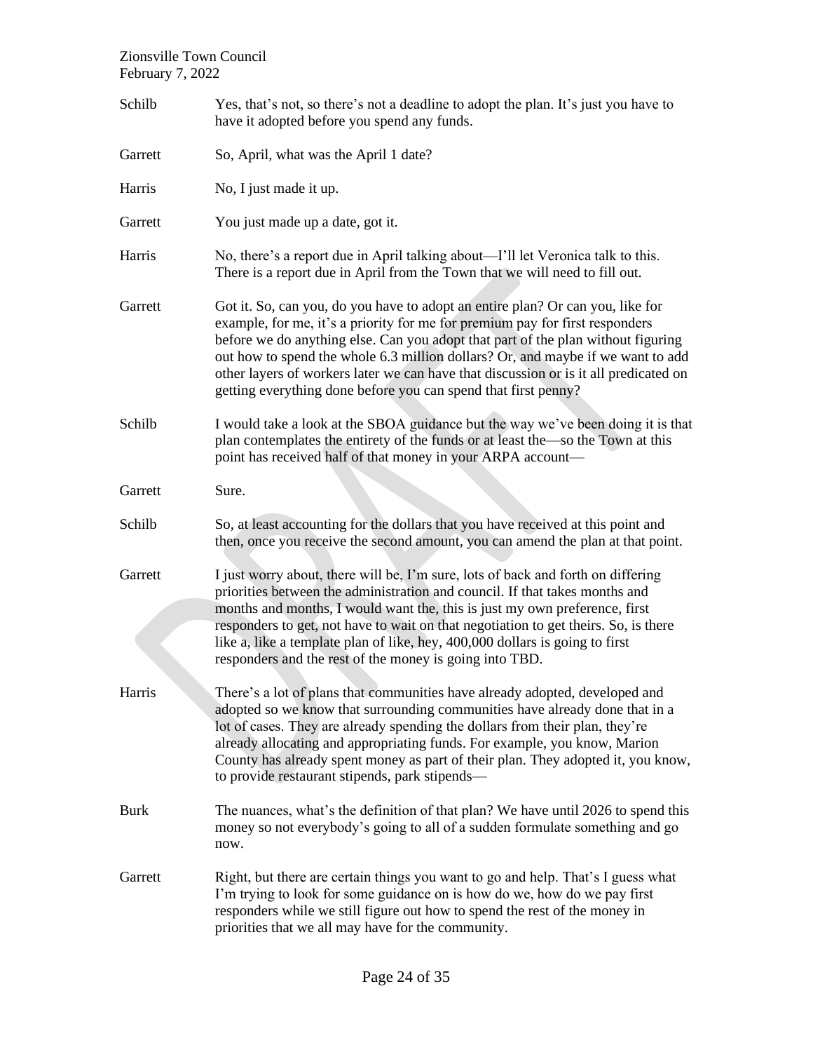**Schilb** Yes, that's not, so there's not a deadline to adopt the plan. It's just you have to have it adopted before you spend any funds.

**Garrett** So, April, what was the April 1 date?

**Harris** No, I just made it up.

**Garrett** You just made up a date, got it.

**Harris** No, there's a report due in April talking about—I'll let Veronica talk to this. There is a report due in April from the Town that we will need to fill out.

**Garrett** Got it. So, can you, do you have to adopt an entire plan? Or can you, like for example, for me, it's a priority for me for premium pay for first responders before we do anything else. Can you adopt that part of the plan without figuring out how to spend the whole 6.3 million dollars? Or, and maybe if we want to add other layers of workers later we can have that discussion or is it all predicated on getting everything done before you can spend that first penny?

**Schilb** I would take a look at the SBOA guidance but the way we've been doing it is that plan contemplates the entirety of the funds or at least the—so the Town at this point has received half of that money in your ARPA account—

**Garrett** Sure.

**Schilb** So, at least accounting for the dollars that you have received at this point and then, once you receive the second amount, you can amend the plan at that point.

**Garrett** I just worry about, there will be, I'm sure, lots of back and forth on differing priorities between the administration and council. If that takes months and months and months, I would want the, this is just my own preference, first responders to get, not have to wait on that negotiation to get theirs. So, is there like a, like a template plan of like, hey, 400,000 dollars is going to first responders and the rest of the money is going into TBD.

**Harris** There's a lot of plans that communities have already adopted, developed and adopted so we know that surrounding communities have already done that in a lot of cases. They are already spending the dollars from their plan, they're already allocating and appropriating funds. For example, you know, Marion County has already spent money as part of their plan. They adopted it, you know, to provide restaurant stipends, park stipends—

**Burk** The nuances, what's the definition of that plan? We have until 2026 to spend this money so not everybody's going to all of a sudden formulate something and go now.

**Garrett** Right, but there are certain things you want to go and help. That's I guess what I'm trying to look for some guidance on is how do we, how do we pay first responders while we still figure out how to spend the rest of the money in priorities that we all may have for the community.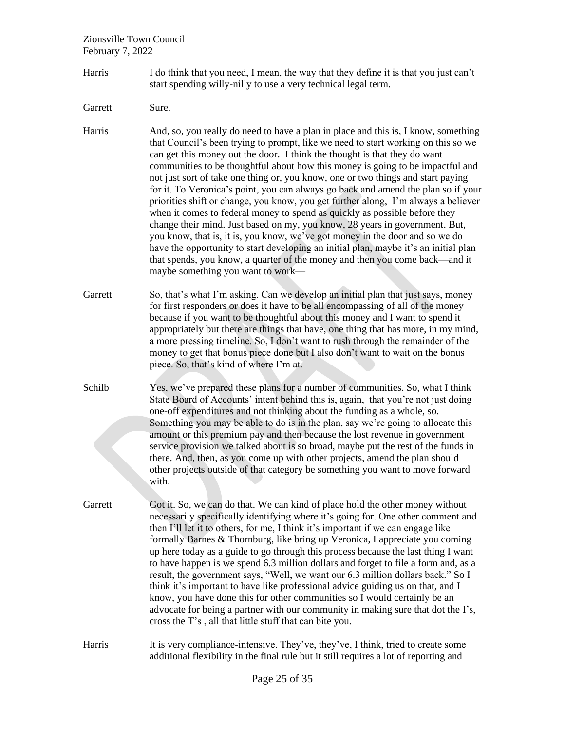Harris I do think that you need, I mean, the way that they define it is that you just can't start spending willy-nilly to use a very technical legal term.

Garrett Sure.

Harris And, so, you really do need to have a plan in place and this is, I know, something that Council's been trying to prompt, like we need to start working on this so we can get this money out the door. I think the thought is that they do want communities to be thoughtful about how this money is going to be impactful and not just sort of take one thing or, you know, one or two things and start paying for it. To Veronica's point, you can always go back and amend the plan so if your priorities shift or change, you know, you get further along, I'm always a believer when it comes to federal money to spend as quickly as possible before they change their mind. Just based on my, you know, 28 years in government. But, you know, that is, it is, you know, we've got money in the door and so we do have the opportunity to start developing an initial plan, maybe it's an initial plan that spends, you know, a quarter of the money and then you come back—and it maybe something you want to work—

Garrett So, that's what I'm asking. Can we develop an initial plan that just says, money for first responders or does it have to be all encompassing of all of the money because if you want to be thoughtful about this money and I want to spend it appropriately but there are things that have, one thing that has more, in my mind, a more pressing timeline. So, I don't want to rush through the remainder of the money to get that bonus piece done but I also don't want to wait on the bonus piece. So, that's kind of where I'm at.

Schilb Yes, we've prepared these plans for a number of communities. So, what I think State Board of Accounts' intent behind this is, again, that you're not just doing one-off expenditures and not thinking about the funding as a whole, so. Something you may be able to do is in the plan, say we're going to allocate this amount or this premium pay and then because the lost revenue in government service provision we talked about is so broad, maybe put the rest of the funds in there. And, then, as you come up with other projects, amend the plan should other projects outside of that category be something you want to move forward with.

Garrett Got it. So, we can do that. We can kind of place hold the other money without necessarily specifically identifying where it's going for. One other comment and then I'll let it to others, for me, I think it's important if we can engage like formally Barnes & Thornburg, like bring up Veronica, I appreciate you coming up here today as a guide to go through this process because the last thing I want to have happen is we spend 6.3 million dollars and forget to file a form and, as a result, the government says, "Well, we want our 6.3 million dollars back." So I think it's important to have like professional advice guiding us on that, and I know, you have done this for other communities so I would certainly be an advocate for being a partner with our community in making sure that dot the I's, cross the T's , all that little stuff that can bite you.

Harris It is very compliance-intensive. They've, they've, I think, tried to create some additional flexibility in the final rule but it still requires a lot of reporting and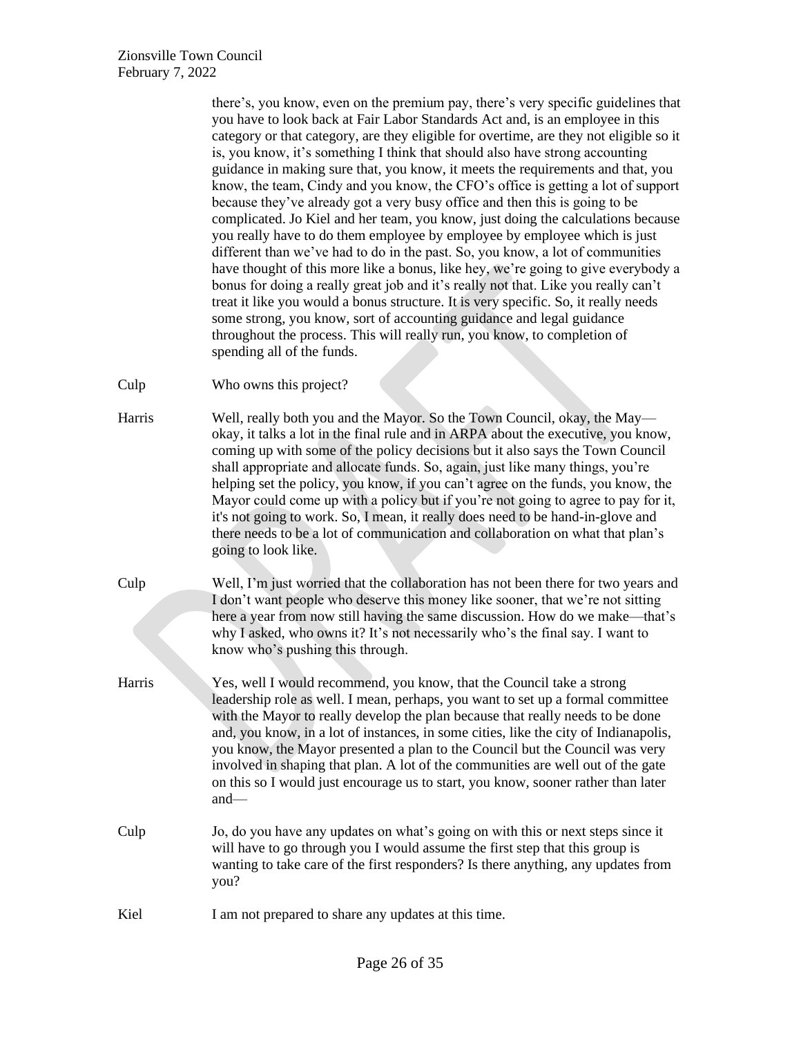there's, you know, even on the premium pay, there's very specific guidelines that you have to look back at Fair Labor Standards Act and, is an employee in this category or that category, are they eligible for overtime, are they not eligible so it is, you know, it's something I think that should also have strong accounting guidance in making sure that, you know, it meets the requirements and that, you know, the team, Cindy and you know, the CFO's office is getting a lot of support because they've already got a very busy office and then this is going to be complicated. Jo Kiel and her team, you know, just doing the calculations because you really have to do them employee by employee by employee which is just different than we've had to do in the past. So, you know, a lot of communities have thought of this more like a bonus, like hey, we're going to give everybody a bonus for doing a really great job and it's really not that. Like you really can't treat it like you would a bonus structure. It is very specific. So, it really needs some strong, you know, sort of accounting guidance and legal guidance throughout the process. This will really run, you know, to completion of spending all of the funds.

**Culp** Who owns this project?

**Harris** Well, really both you and the Mayor. So the Town Council, okay, the May—okay, it talks a lot in the final rule and in ARPA about the executive, you know, coming up with some of the policy decisions but it also says the Town Council shall appropriate and allocate funds. So, again, just like many things, you're helping set the policy, you know, if you can't agree on the funds, you know, the Mayor could come up with a policy but if you're not going to agree to pay for it, it's not going to work. So, I mean, it really does need to be hand-in-glove and there needs to be a lot of communication and collaboration on what that plan's going to look like.

**Culp** Well, I'm just worried that the collaboration has not been there for two years and I don't want people who deserve this money like sooner, that we're not sitting here a year from now still having the same discussion. How do we make—that's why I asked, who owns it? It's not necessarily who's the final say. I want to know who's pushing this through.

**Harris** Yes, well I would recommend, you know, that the Council take a strong leadership role as well. I mean, perhaps, you want to set up a formal committee with the Mayor to really develop the plan because that really needs to be done and, you know, in a lot of instances, in some cities, like the city of Indianapolis, you know, the Mayor presented a plan to the Council but the Council was very involved in shaping that plan. A lot of the communities are well out of the gate on this so I would just encourage us to start, you know, sooner rather than later and—

**Culp** Jo, do you have any updates on what's going on with this or next steps since it will have to go through you I would assume the first step that this group is wanting to take care of the first responders? Is there anything, any updates from you?

**Kiel** I am not prepared to share any updates at this time.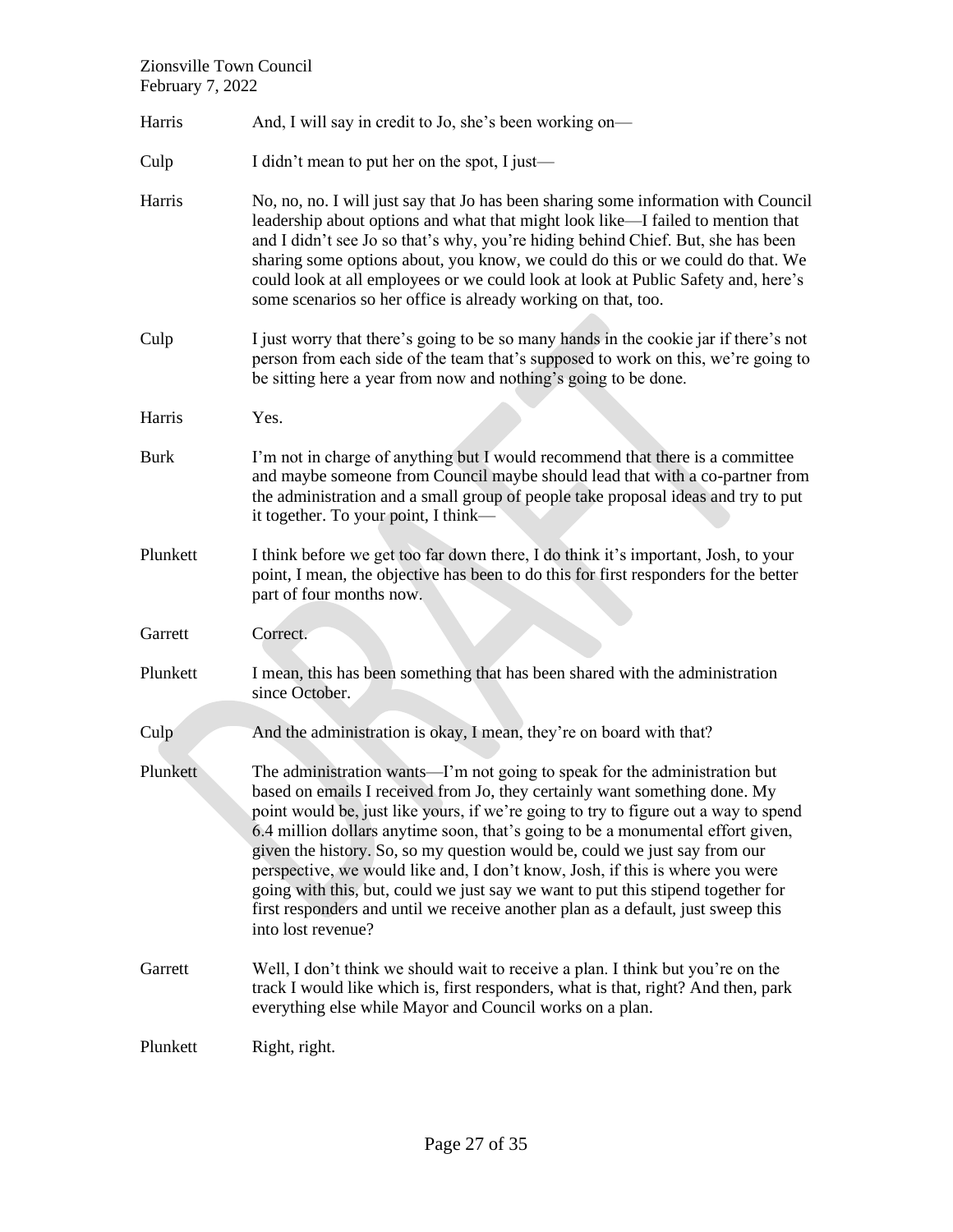Harris And, I will say in credit to Jo, she's been working on—

Culp I didn't mean to put her on the spot, I just—

Harris No, no, no. I will just say that Jo has been sharing some information with Council leadership about options and what that might look like—I failed to mention that and I didn't see Jo so that's why, you're hiding behind Chief. But, she has been sharing some options about, you know, we could do this or we could do that. We could look at all employees or we could look at look at Public Safety and, here's some scenarios so her office is already working on that, too.

Culp I just worry that there's going to be so many hands in the cookie jar if there's not person from each side of the team that's supposed to work on this, we're going to be sitting here a year from now and nothing's going to be done.

Harris Yes.

Burk I'm not in charge of anything but I would recommend that there is a committee and maybe someone from Council maybe should lead that with a co-partner from the administration and a small group of people take proposal ideas and try to put it together. To your point, I think—

Plunkett I think before we get too far down there, I do think it's important, Josh, to your point, I mean, the objective has been to do this for first responders for the better part of four months now.

Garrett Correct.

Plunkett I mean, this has been something that has been shared with the administration since October.

Culp And the administration is okay, I mean, they're on board with that?

Plunkett The administration wants—I'm not going to speak for the administration but based on emails I received from Jo, they certainly want something done. My point would be, just like yours, if we're going to try to figure out a way to spend 6.4 million dollars anytime soon, that's going to be a monumental effort given, given the history. So, so my question would be, could we just say from our perspective, we would like and, I don't know, Josh, if this is where you were going with this, but, could we just say we want to put this stipend together for first responders and until we receive another plan as a default, just sweep this into lost revenue?

Garrett Well, I don't think we should wait to receive a plan. I think but you're on the track I would like which is, first responders, what is that, right? And then, park everything else while Mayor and Council works on a plan.

Plunkett Right, right.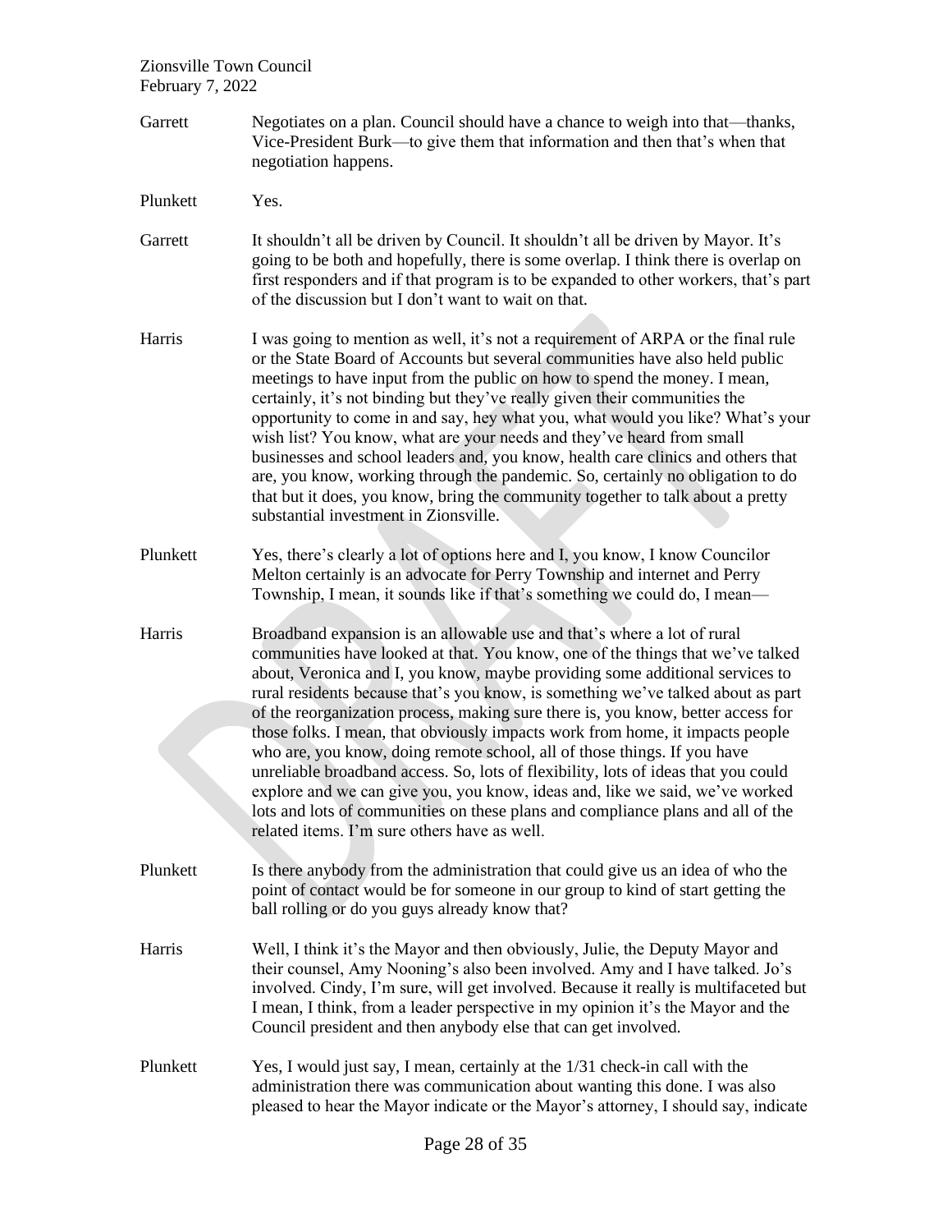Garrett Negotiates on a plan. Council should have a chance to weigh into that—thanks, Vice-President Burk—to give them that information and then that's when that negotiation happens.

Plunkett Yes.

Garrett It shouldn't all be driven by Council. It shouldn't all be driven by Mayor. It's going to be both and hopefully, there is some overlap. I think there is overlap on first responders and if that program is to be expanded to other workers, that's part of the discussion but I don't want to wait on that.

Harris I was going to mention as well, it's not a requirement of ARPA or the final rule or the State Board of Accounts but several communities have also held public meetings to have input from the public on how to spend the money. I mean, certainly, it's not binding but they've really given their communities the opportunity to come in and say, hey what you, what would you like? What's your wish list? You know, what are your needs and they've heard from small businesses and school leaders and, you know, health care clinics and others that are, you know, working through the pandemic. So, certainly no obligation to do that but it does, you know, bring the community together to talk about a pretty substantial investment in Zionsville.

Plunkett Yes, there's clearly a lot of options here and I, you know, I know Councilor Melton certainly is an advocate for Perry Township and internet and Perry Township, I mean, it sounds like if that's something we could do, I mean—

Harris Broadband expansion is an allowable use and that's where a lot of rural communities have looked at that. You know, one of the things that we've talked about, Veronica and I, you know, maybe providing some additional services to rural residents because that's you know, is something we've talked about as part of the reorganization process, making sure there is, you know, better access for those folks. I mean, that obviously impacts work from home, it impacts people who are, you know, doing remote school, all of those things. If you have unreliable broadband access. So, lots of flexibility, lots of ideas that you could explore and we can give you, you know, ideas and, like we said, we've worked lots and lots of communities on these plans and compliance plans and all of the related items. I'm sure others have as well.

Plunkett Is there anybody from the administration that could give us an idea of who the point of contact would be for someone in our group to kind of start getting the ball rolling or do you guys already know that?

Harris Well, I think it's the Mayor and then obviously, Julie, the Deputy Mayor and their counsel, Amy Nooning's also been involved. Amy and I have talked. Jo's involved. Cindy, I'm sure, will get involved. Because it really is multifaceted but I mean, I think, from a leader perspective in my opinion it's the Mayor and the Council president and then anybody else that can get involved.

Plunkett Yes, I would just say, I mean, certainly at the 1/31 check-in call with the administration there was communication about wanting this done. I was also pleased to hear the Mayor indicate or the Mayor's attorney, I should say, indicate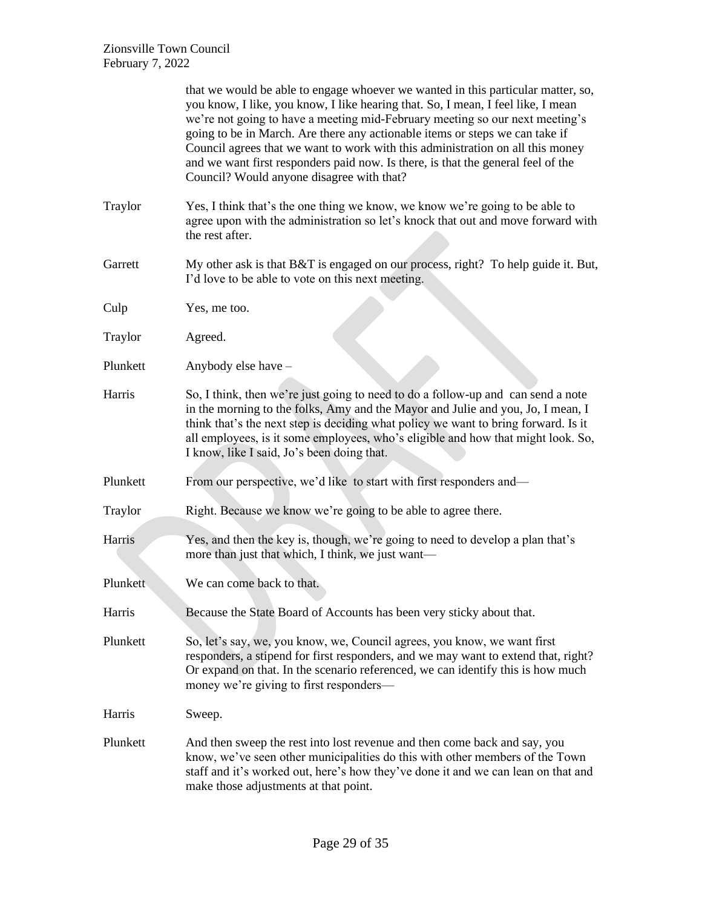that we would be able to engage whoever we wanted in this particular matter, so, you know, I like, you know, I like hearing that. So, I mean, I feel like, I mean we're not going to have a meeting mid-February meeting so our next meeting's going to be in March. Are there any actionable items or steps we can take if Council agrees that we want to work with this administration on all this money and we want first responders paid now. Is there, is that the general feel of the Council? Would anyone disagree with that?

**Traylor** Yes, I think that's the one thing we know, we know we're going to be able to agree upon with the administration so let's knock that out and move forward with the rest after.

**Garrett** My other ask is that B&T is engaged on our process, right? To help guide it. But, I'd love to be able to vote on this next meeting.

**Culp** Yes, me too.

**Traylor** Agreed.

**Plunkett** Anybody else have –

**Harris** So, I think, then we're just going to need to do a follow-up and can send a note in the morning to the folks, Amy and the Mayor and Julie and you, Jo, I mean, I think that's the next step is deciding what policy we want to bring forward. Is it all employees, is it some employees, who's eligible and how that might look. So, I know, like I said, Jo's been doing that.

**Plunkett** From our perspective, we'd like to start with first responders and—

**Traylor** Right. Because we know we're going to be able to agree there.

**Harris** Yes, and then the key is, though, we're going to need to develop a plan that's more than just that which, I think, we just want—

**Plunkett** We can come back to that.

**Harris** Because the State Board of Accounts has been very sticky about that.

**Plunkett** So, let's say, we, you know, we, Council agrees, you know, we want first responders, a stipend for first responders, and we may want to extend that, right? Or expand on that. In the scenario referenced, we can identify this is how much money we're giving to first responders—

**Harris** Sweep.

**Plunkett** And then sweep the rest into lost revenue and then come back and say, you know, we've seen other municipalities do this with other members of the Town staff and it's worked out, here's how they've done it and we can lean on that and make those adjustments at that point.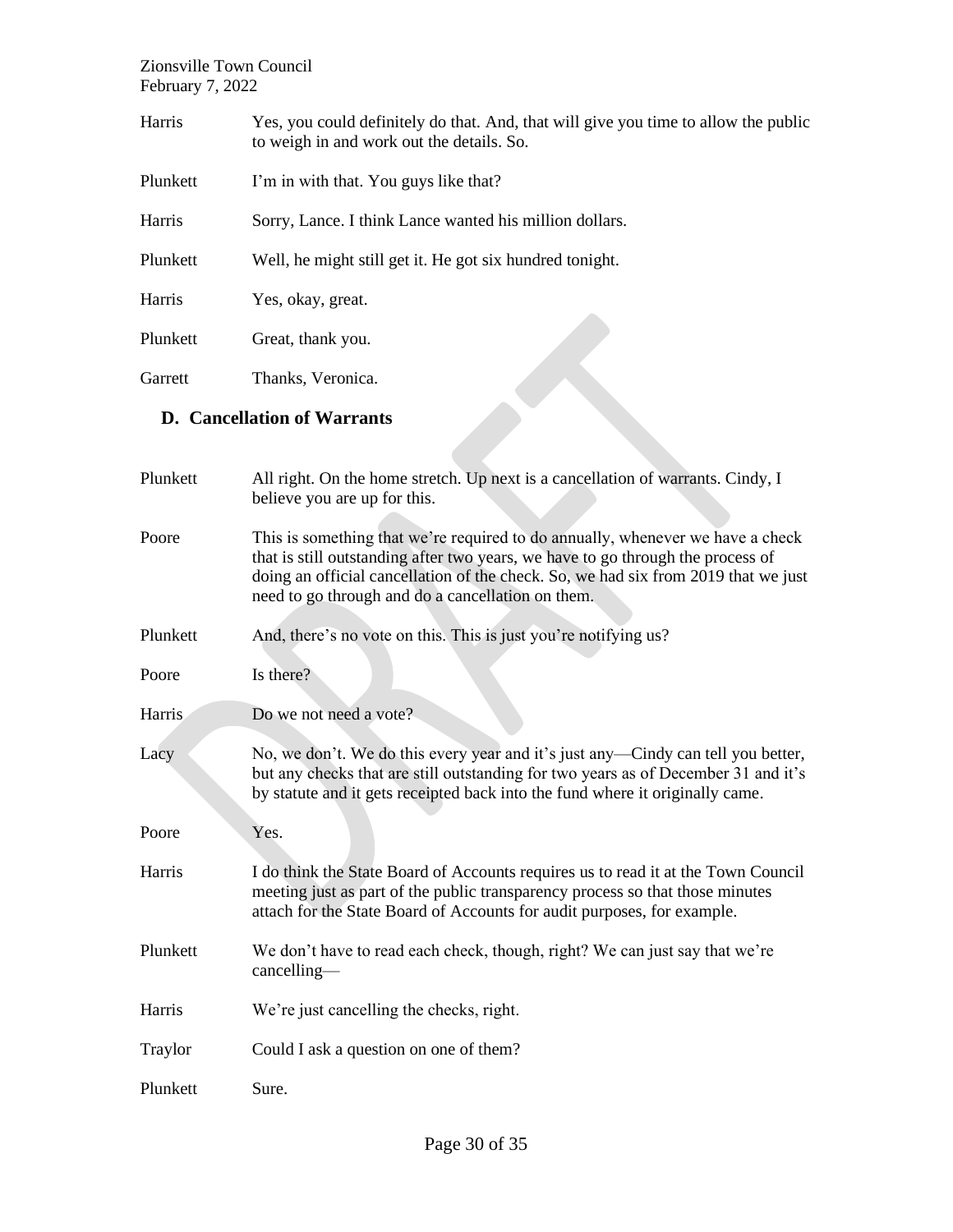| | |
|---|---|
| Harris | Yes, you could definitely do that. And, that will give you time to allow the public to weigh in and work out the details. So. |
| Plunkett | I'm in with that. You guys like that? |
| Harris | Sorry, Lance. I think Lance wanted his million dollars. |
| Plunkett | Well, he might still get it. He got six hundred tonight. |
| Harris | Yes, okay, great. |
| Plunkett | Great, thank you. |
| Garrett | Thanks, Veronica. |

### D. Cancellation of Warrants

| | |
|---|---|
| Plunkett | All right. On the home stretch. Up next is a cancellation of warrants. Cindy, I believe you are up for this. |
| Poore | This is something that we're required to do annually, whenever we have a check that is still outstanding after two years, we have to go through the process of doing an official cancellation of the check. So, we had six from 2019 that we just need to go through and do a cancellation on them. |
| Plunkett | And, there's no vote on this. This is just you're notifying us? |
| Poore | Is there? |
| Harris | Do we not need a vote? |
| Lacy | No, we don't. We do this every year and it's just any—Cindy can tell you better, but any checks that are still outstanding for two years as of December 31 and it's by statute and it gets receipted back into the fund where it originally came. |
| Poore | Yes. |
| Harris | I do think the State Board of Accounts requires us to read it at the Town Council meeting just as part of the public transparency process so that those minutes attach for the State Board of Accounts for audit purposes, for example. |
| Plunkett | We don't have to read each check, though, right? We can just say that we're cancelling— |
| Harris | We're just cancelling the checks, right. |
| Traylor | Could I ask a question on one of them? |
| Plunkett | Sure. |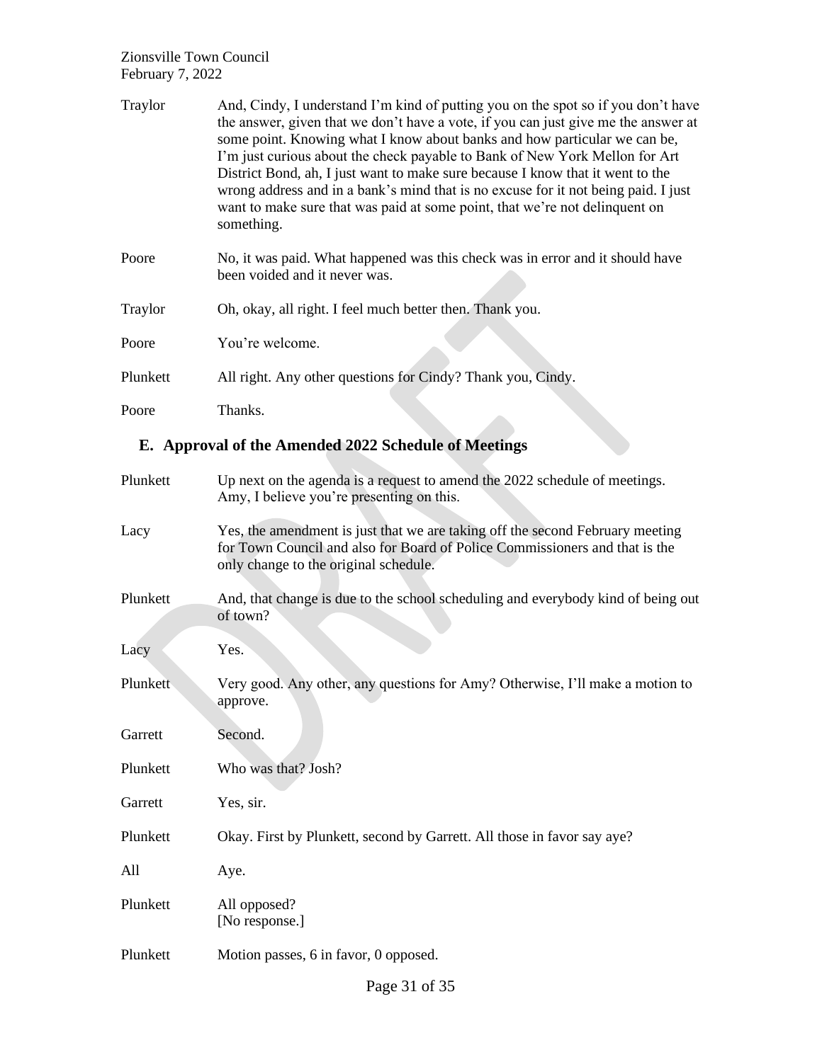Traylor And, Cindy, I understand I'm kind of putting you on the spot so if you don't have the answer, given that we don't have a vote, if you can just give me the answer at some point. Knowing what I know about banks and how particular we can be, I'm just curious about the check payable to Bank of New York Mellon for Art District Bond, ah, I just want to make sure because I know that it went to the wrong address and in a bank's mind that is no excuse for it not being paid. I just want to make sure that was paid at some point, that we're not delinquent on something.

Poore No, it was paid. What happened was this check was in error and it should have been voided and it never was.

Traylor Oh, okay, all right. I feel much better then. Thank you.

Poore You're welcome.

Plunkett All right. Any other questions for Cindy? Thank you, Cindy.

Poore Thanks.

## E. Approval of the Amended 2022 Schedule of Meetings

Plunkett Up next on the agenda is a request to amend the 2022 schedule of meetings. Amy, I believe you're presenting on this.

Lacy Yes, the amendment is just that we are taking off the second February meeting for Town Council and also for Board of Police Commissioners and that is the only change to the original schedule.

Plunkett And, that change is due to the school scheduling and everybody kind of being out of town?

Lacy Yes.

Plunkett Very good. Any other, any questions for Amy? Otherwise, I'll make a motion to approve.

Garrett Second.

Plunkett Who was that? Josh?

Garrett Yes, sir.

Plunkett Okay. First by Plunkett, second by Garrett. All those in favor say aye?

All Aye.

Plunkett All opposed?
[No response.]

Plunkett Motion passes, 6 in favor, 0 opposed.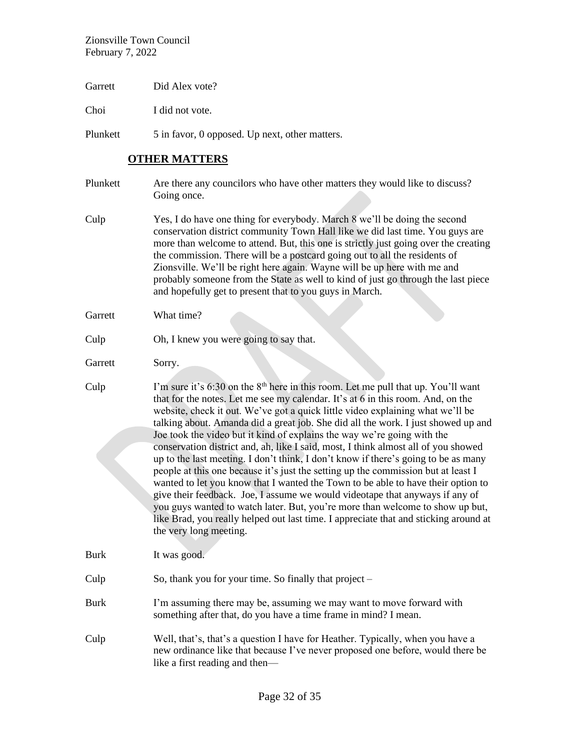Garrett Did Alex vote?

Choi I did not vote.

Plunkett 5 in favor, 0 opposed. Up next, other matters.

## OTHER MATTERS

Plunkett Are there any councilors who have other matters they would like to discuss? Going once.

Culp Yes, I do have one thing for everybody. March 8 we'll be doing the second conservation district community Town Hall like we did last time. You guys are more than welcome to attend. But, this one is strictly just going over the creating the commission. There will be a postcard going out to all the residents of Zionsville. We'll be right here again. Wayne will be up here with me and probably someone from the State as well to kind of just go through the last piece and hopefully get to present that to you guys in March.

Garrett What time?

Culp Oh, I knew you were going to say that.

Garrett Sorry.

Culp I'm sure it's 6:30 on the 8th here in this room. Let me pull that up. You'll want that for the notes. Let me see my calendar. It's at 6 in this room. And, on the website, check it out. We've got a quick little video explaining what we'll be talking about. Amanda did a great job. She did all the work. I just showed up and Joe took the video but it kind of explains the way we're going with the conservation district and, ah, like I said, most, I think almost all of you showed up to the last meeting. I don't think, I don't know if there's going to be as many people at this one because it's just the setting up the commission but at least I wanted to let you know that I wanted the Town to be able to have their option to give their feedback. Joe, I assume we would videotape that anyways if any of you guys wanted to watch later. But, you're more than welcome to show up but, like Brad, you really helped out last time. I appreciate that and sticking around at the very long meeting.

Burk It was good.

Culp So, thank you for your time. So finally that project –

Burk I'm assuming there may be, assuming we may want to move forward with something after that, do you have a time frame in mind? I mean.

Culp Well, that's, that's a question I have for Heather. Typically, when you have a new ordinance like that because I've never proposed one before, would there be like a first reading and then—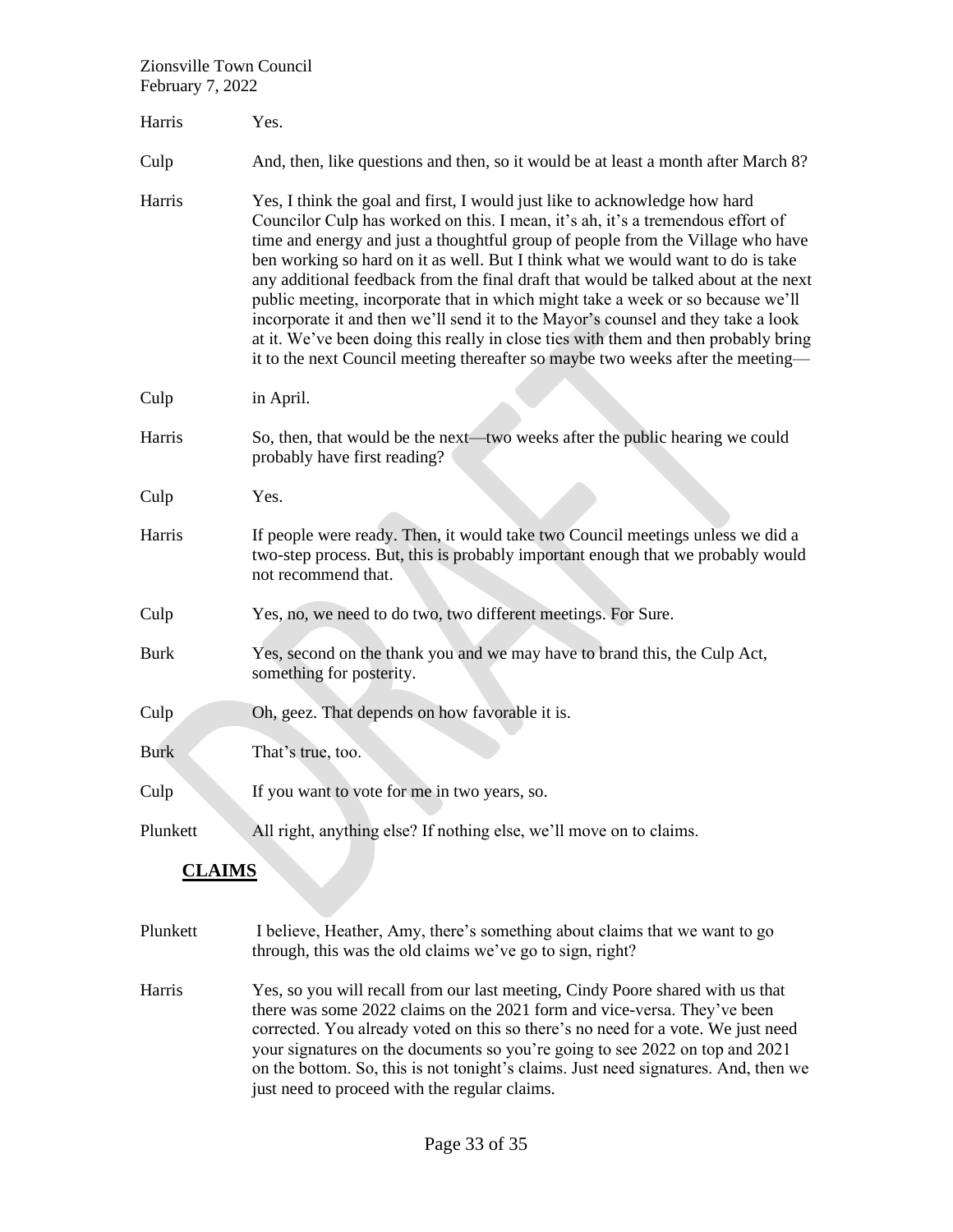Harris — Yes.

Culp — And, then, like questions and then, so it would be at least a month after March 8?

Harris — Yes, I think the goal and first, I would just like to acknowledge how hard Councilor Culp has worked on this. I mean, it's ah, it's a tremendous effort of time and energy and just a thoughtful group of people from the Village who have ben working so hard on it as well. But I think what we would want to do is take any additional feedback from the final draft that would be talked about at the next public meeting, incorporate that in which might take a week or so because we'll incorporate it and then we'll send it to the Mayor's counsel and they take a look at it. We've been doing this really in close ties with them and then probably bring it to the next Council meeting thereafter so maybe two weeks after the meeting—

Culp — in April.

Harris — So, then, that would be the next—two weeks after the public hearing we could probably have first reading?

Culp — Yes.

Harris — If people were ready. Then, it would take two Council meetings unless we did a two-step process. But, this is probably important enough that we probably would not recommend that.

Culp — Yes, no, we need to do two, two different meetings. For Sure.

Burk — Yes, second on the thank you and we may have to brand this, the Culp Act, something for posterity.

Culp — Oh, geez. That depends on how favorable it is.

Burk — That's true, too.

Culp — If you want to vote for me in two years, so.

Plunkett — All right, anything else? If nothing else, we'll move on to claims.

## CLAIMS

Plunkett — I believe, Heather, Amy, there's something about claims that we want to go through, this was the old claims we've go to sign, right?

Harris — Yes, so you will recall from our last meeting, Cindy Poore shared with us that there was some 2022 claims on the 2021 form and vice-versa. They've been corrected. You already voted on this so there's no need for a vote. We just need your signatures on the documents so you're going to see 2022 on top and 2021 on the bottom. So, this is not tonight's claims. Just need signatures. And, then we just need to proceed with the regular claims.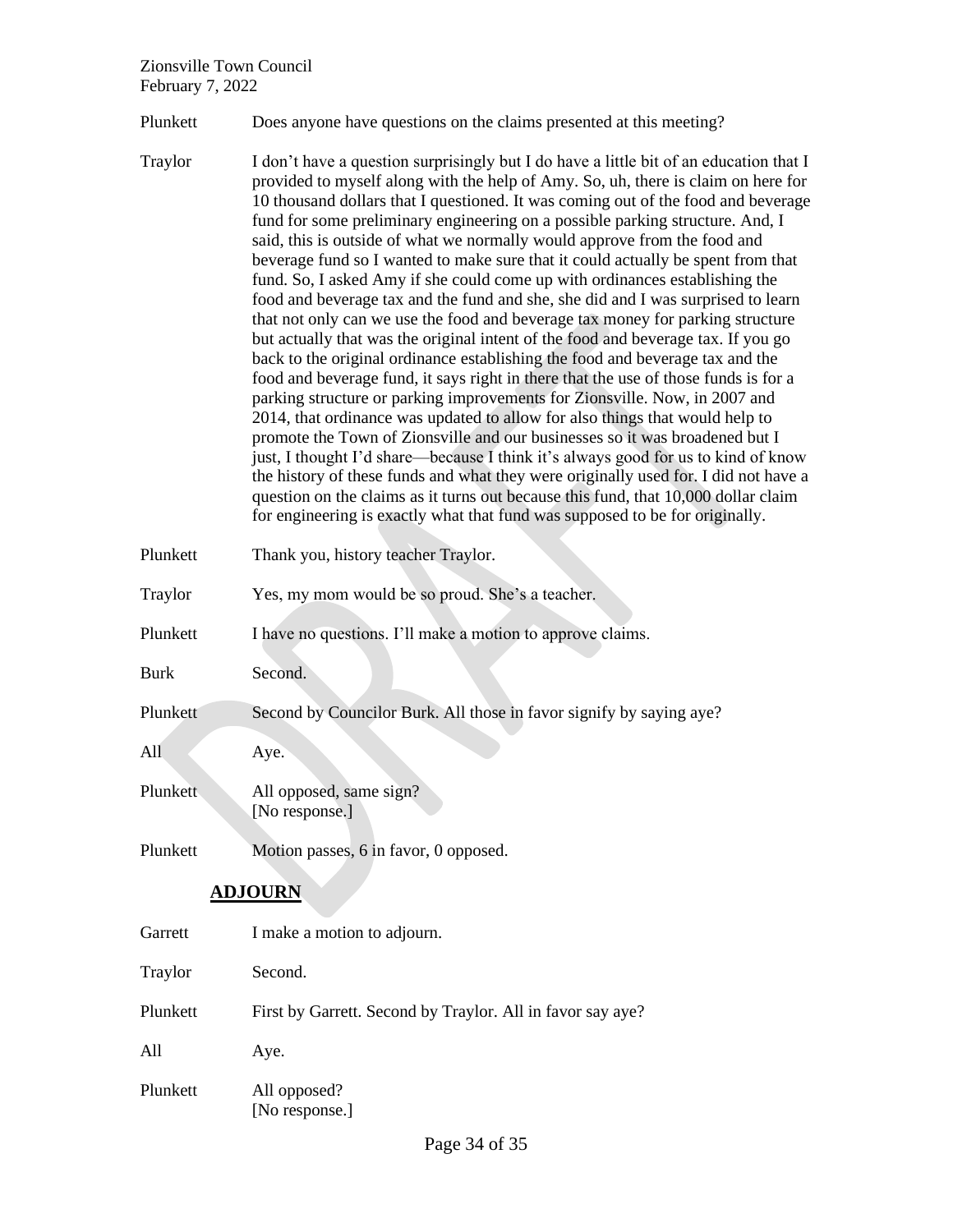Plunkett Does anyone have questions on the claims presented at this meeting?

Traylor I don't have a question surprisingly but I do have a little bit of an education that I provided to myself along with the help of Amy. So, uh, there is claim on here for 10 thousand dollars that I questioned. It was coming out of the food and beverage fund for some preliminary engineering on a possible parking structure. And, I said, this is outside of what we normally would approve from the food and beverage fund so I wanted to make sure that it could actually be spent from that fund. So, I asked Amy if she could come up with ordinances establishing the food and beverage tax and the fund and she, she did and I was surprised to learn that not only can we use the food and beverage tax money for parking structure but actually that was the original intent of the food and beverage tax. If you go back to the original ordinance establishing the food and beverage tax and the food and beverage fund, it says right in there that the use of those funds is for a parking structure or parking improvements for Zionsville. Now, in 2007 and 2014, that ordinance was updated to allow for also things that would help to promote the Town of Zionsville and our businesses so it was broadened but I just, I thought I'd share—because I think it's always good for us to kind of know the history of these funds and what they were originally used for. I did not have a question on the claims as it turns out because this fund, that 10,000 dollar claim for engineering is exactly what that fund was supposed to be for originally.

Plunkett Thank you, history teacher Traylor.

Traylor Yes, my mom would be so proud. She's a teacher.

Plunkett I have no questions. I'll make a motion to approve claims.

Burk Second.

Plunkett Second by Councilor Burk. All those in favor signify by saying aye?

All Aye.

Plunkett All opposed, same sign?
[No response.]

Plunkett Motion passes, 6 in favor, 0 opposed.

## ADJOURN

Garrett I make a motion to adjourn.

Traylor Second.

Plunkett First by Garrett. Second by Traylor. All in favor say aye?

All Aye.

Plunkett All opposed?
[No response.]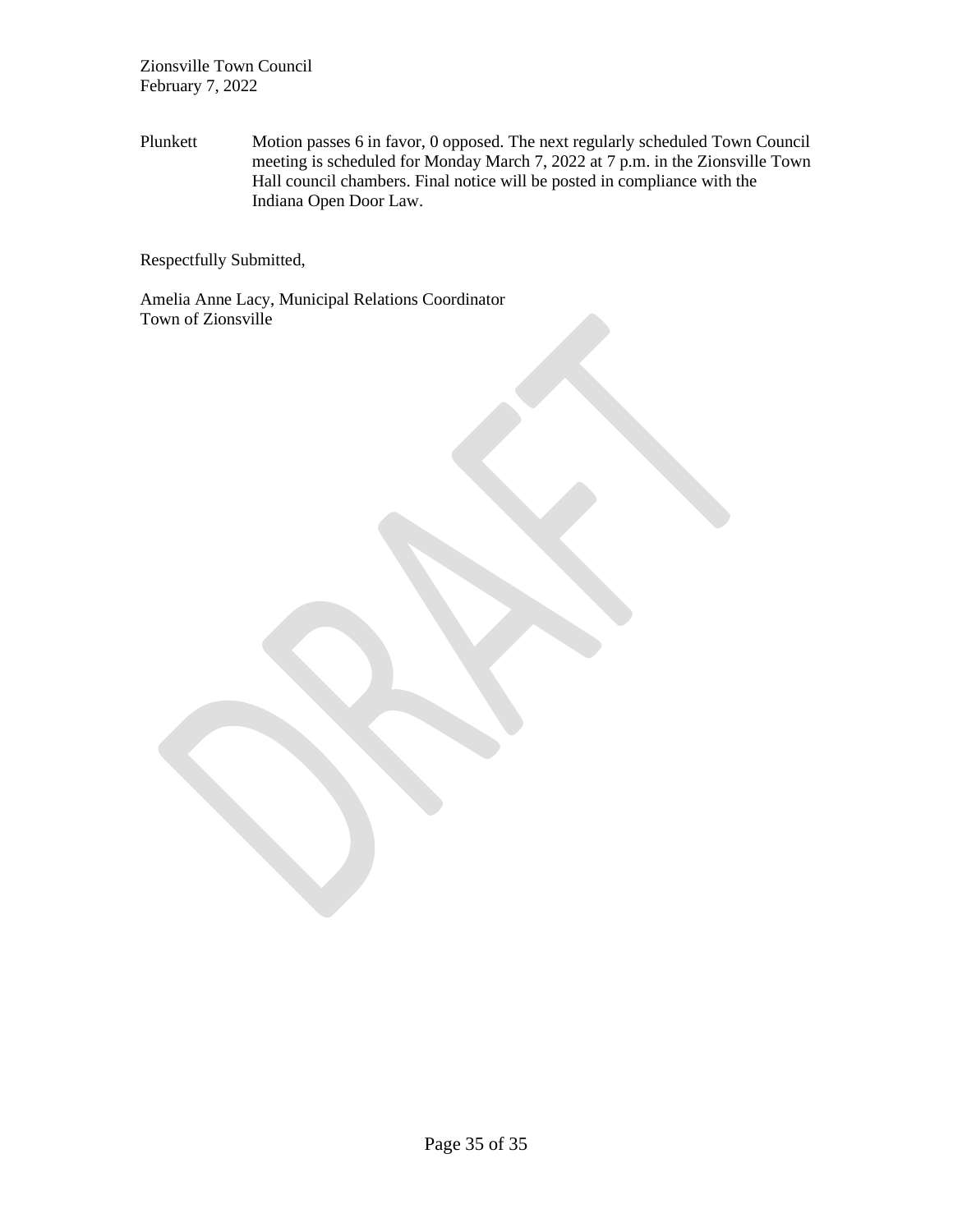Plunkett Motion passes 6 in favor, 0 opposed. The next regularly scheduled Town Council meeting is scheduled for Monday March 7, 2022 at 7 p.m. in the Zionsville Town Hall council chambers. Final notice will be posted in compliance with the Indiana Open Door Law.

Respectfully Submitted,

Amelia Anne Lacy, Municipal Relations Coordinator
Town of Zionsville